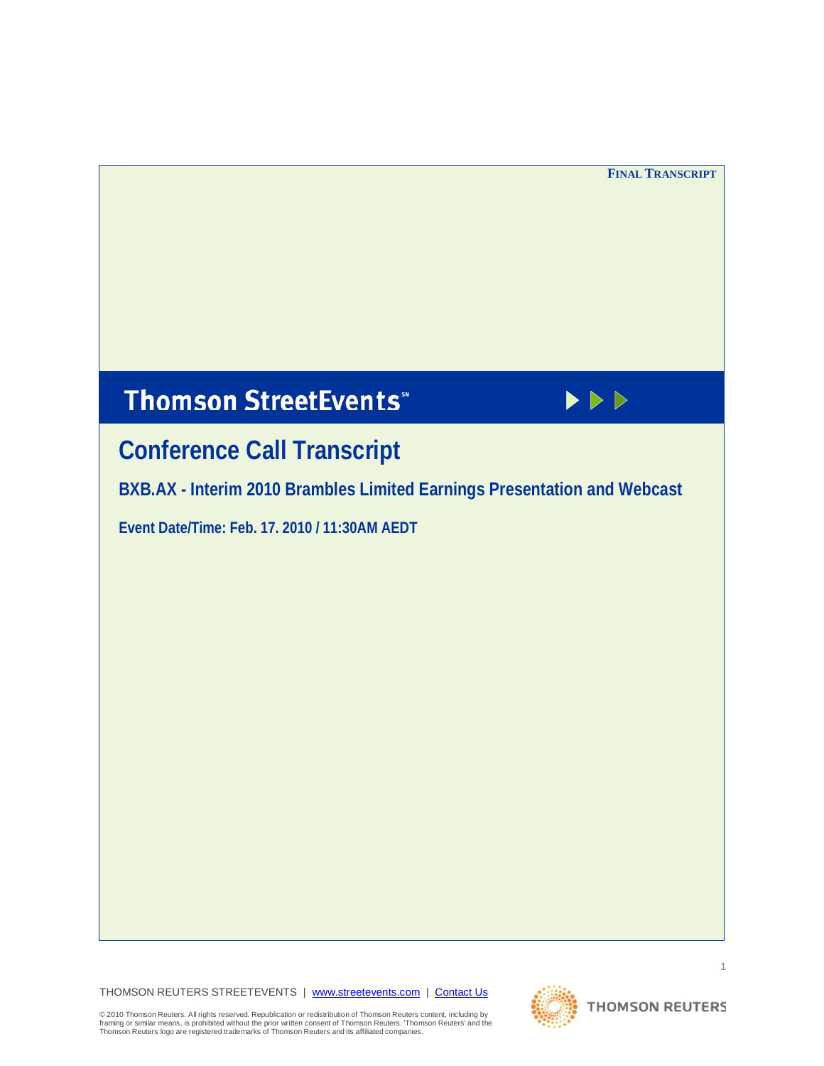**FINAL TRANSCRIPT**

# Thomson StreetEvents℠

## Conference Call Transcript

### BXB.AX - Interim 2010 Brambles Limited Earnings Presentation and Webcast

**Event Date/Time: Feb. 17. 2010 / 11:30AM AEDT**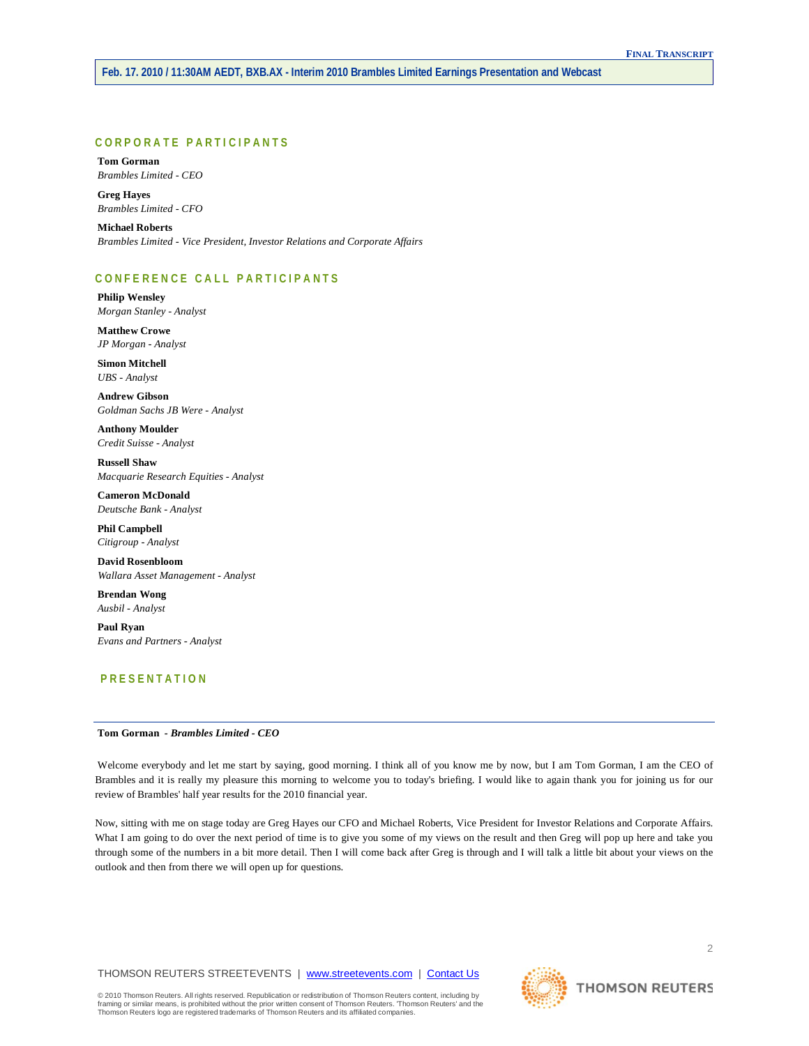## CORPORATE PARTICIPANTS

**Tom Gorman**
*Brambles Limited - CEO*

**Greg Hayes**
*Brambles Limited - CFO*

**Michael Roberts**
*Brambles Limited - Vice President, Investor Relations and Corporate Affairs*

## CONFERENCE CALL PARTICIPANTS

**Philip Wensley**
*Morgan Stanley - Analyst*

**Matthew Crowe**
*JP Morgan - Analyst*

**Simon Mitchell**
*UBS - Analyst*

**Andrew Gibson**
*Goldman Sachs JB Were - Analyst*

**Anthony Moulder**
*Credit Suisse - Analyst*

**Russell Shaw**
*Macquarie Research Equities - Analyst*

**Cameron McDonald**
*Deutsche Bank - Analyst*

**Phil Campbell**
*Citigroup - Analyst*

**David Rosenbloom**
*Wallara Asset Management - Analyst*

**Brendan Wong**
*Ausbil - Analyst*

**Paul Ryan**
*Evans and Partners - Analyst*

## PRESENTATION

---

**Tom Gorman** - ***Brambles Limited - CEO***

Welcome everybody and let me start by saying, good morning. I think all of you know me by now, but I am Tom Gorman, I am the CEO of Brambles and it is really my pleasure this morning to welcome you to today's briefing. I would like to again thank you for joining us for our review of Brambles' half year results for the 2010 financial year.

Now, sitting with me on stage today are Greg Hayes our CFO and Michael Roberts, Vice President for Investor Relations and Corporate Affairs. What I am going to do over the next period of time is to give you some of my views on the result and then Greg will pop up here and take you through some of the numbers in a bit more detail. Then I will come back after Greg is through and I will talk a little bit about your views on the outlook and then from there we will open up for questions.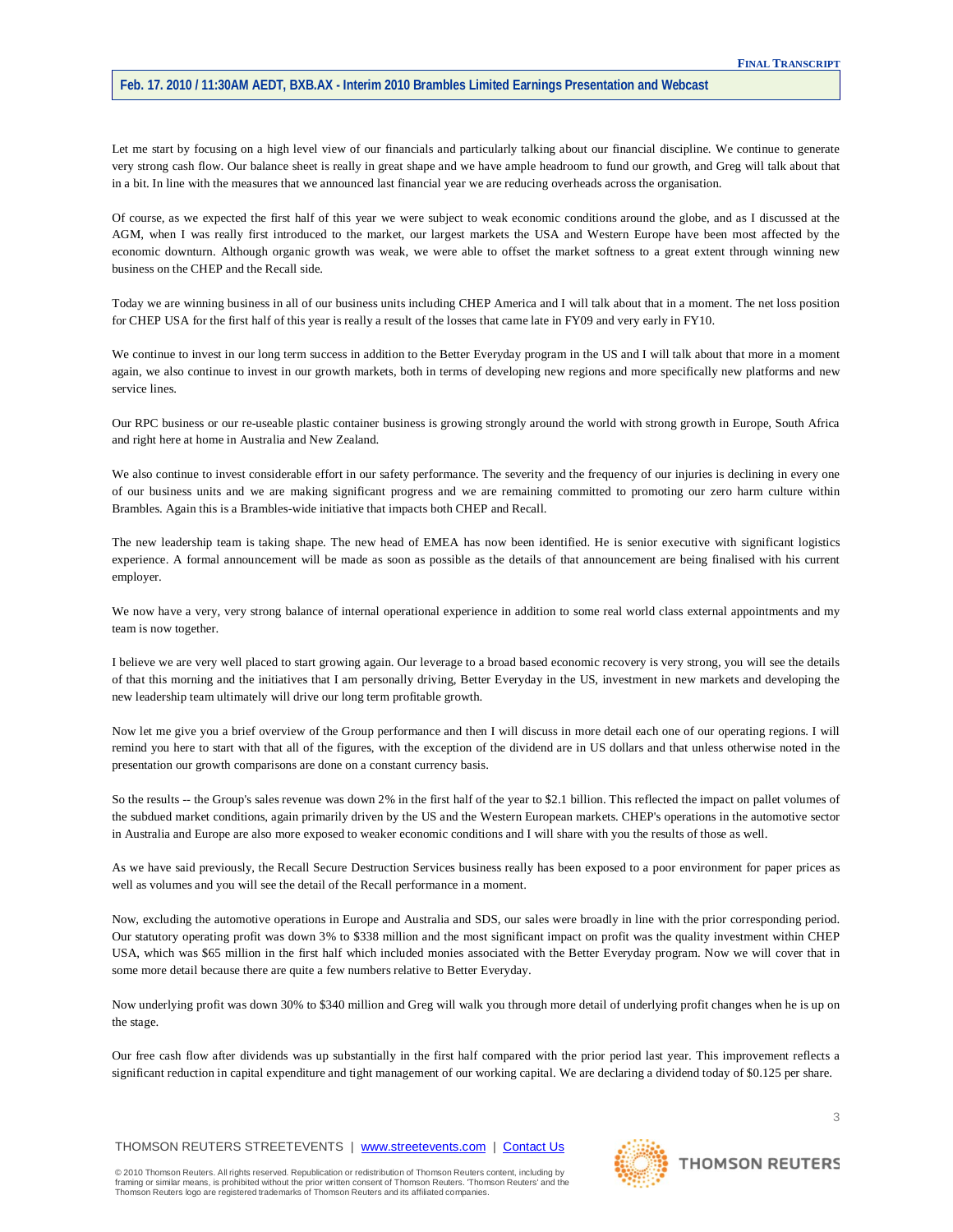Let me start by focusing on a high level view of our financials and particularly talking about our financial discipline. We continue to generate very strong cash flow. Our balance sheet is really in great shape and we have ample headroom to fund our growth, and Greg will talk about that in a bit. In line with the measures that we announced last financial year we are reducing overheads across the organisation.

Of course, as we expected the first half of this year we were subject to weak economic conditions around the globe, and as I discussed at the AGM, when I was really first introduced to the market, our largest markets the USA and Western Europe have been most affected by the economic downturn. Although organic growth was weak, we were able to offset the market softness to a great extent through winning new business on the CHEP and the Recall side.

Today we are winning business in all of our business units including CHEP America and I will talk about that in a moment. The net loss position for CHEP USA for the first half of this year is really a result of the losses that came late in FY09 and very early in FY10.

We continue to invest in our long term success in addition to the Better Everyday program in the US and I will talk about that more in a moment again, we also continue to invest in our growth markets, both in terms of developing new regions and more specifically new platforms and new service lines.

Our RPC business or our re-useable plastic container business is growing strongly around the world with strong growth in Europe, South Africa and right here at home in Australia and New Zealand.

We also continue to invest considerable effort in our safety performance. The severity and the frequency of our injuries is declining in every one of our business units and we are making significant progress and we are remaining committed to promoting our zero harm culture within Brambles. Again this is a Brambles-wide initiative that impacts both CHEP and Recall.

The new leadership team is taking shape. The new head of EMEA has now been identified. He is senior executive with significant logistics experience. A formal announcement will be made as soon as possible as the details of that announcement are being finalised with his current employer.

We now have a very, very strong balance of internal operational experience in addition to some real world class external appointments and my team is now together.

I believe we are very well placed to start growing again. Our leverage to a broad based economic recovery is very strong, you will see the details of that this morning and the initiatives that I am personally driving, Better Everyday in the US, investment in new markets and developing the new leadership team ultimately will drive our long term profitable growth.

Now let me give you a brief overview of the Group performance and then I will discuss in more detail each one of our operating regions. I will remind you here to start with that all of the figures, with the exception of the dividend are in US dollars and that unless otherwise noted in the presentation our growth comparisons are done on a constant currency basis.

So the results -- the Group's sales revenue was down 2% in the first half of the year to $2.1 billion. This reflected the impact on pallet volumes of the subdued market conditions, again primarily driven by the US and the Western European markets. CHEP's operations in the automotive sector in Australia and Europe are also more exposed to weaker economic conditions and I will share with you the results of those as well.

As we have said previously, the Recall Secure Destruction Services business really has been exposed to a poor environment for paper prices as well as volumes and you will see the detail of the Recall performance in a moment.

Now, excluding the automotive operations in Europe and Australia and SDS, our sales were broadly in line with the prior corresponding period. Our statutory operating profit was down 3% to $338 million and the most significant impact on profit was the quality investment within CHEP USA, which was $65 million in the first half which included monies associated with the Better Everyday program. Now we will cover that in some more detail because there are quite a few numbers relative to Better Everyday.

Now underlying profit was down 30% to $340 million and Greg will walk you through more detail of underlying profit changes when he is up on the stage.

Our free cash flow after dividends was up substantially in the first half compared with the prior period last year. This improvement reflects a significant reduction in capital expenditure and tight management of our working capital. We are declaring a dividend today of $0.125 per share.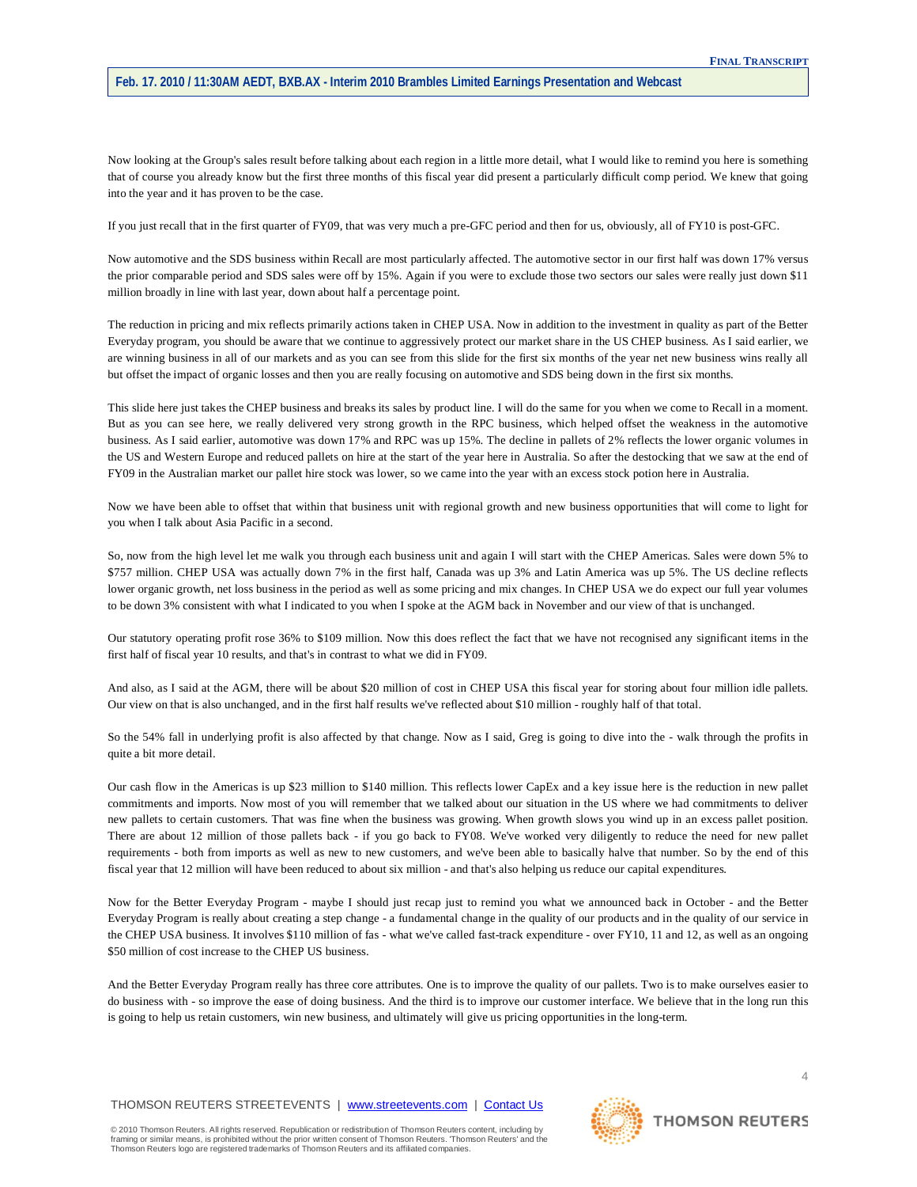Now looking at the Group's sales result before talking about each region in a little more detail, what I would like to remind you here is something that of course you already know but the first three months of this fiscal year did present a particularly difficult comp period. We knew that going into the year and it has proven to be the case.

If you just recall that in the first quarter of FY09, that was very much a pre-GFC period and then for us, obviously, all of FY10 is post-GFC.

Now automotive and the SDS business within Recall are most particularly affected. The automotive sector in our first half was down 17% versus the prior comparable period and SDS sales were off by 15%. Again if you were to exclude those two sectors our sales were really just down $11 million broadly in line with last year, down about half a percentage point.

The reduction in pricing and mix reflects primarily actions taken in CHEP USA. Now in addition to the investment in quality as part of the Better Everyday program, you should be aware that we continue to aggressively protect our market share in the US CHEP business. As I said earlier, we are winning business in all of our markets and as you can see from this slide for the first six months of the year net new business wins really all but offset the impact of organic losses and then you are really focusing on automotive and SDS being down in the first six months.

This slide here just takes the CHEP business and breaks its sales by product line. I will do the same for you when we come to Recall in a moment. But as you can see here, we really delivered very strong growth in the RPC business, which helped offset the weakness in the automotive business. As I said earlier, automotive was down 17% and RPC was up 15%. The decline in pallets of 2% reflects the lower organic volumes in the US and Western Europe and reduced pallets on hire at the start of the year here in Australia. So after the destocking that we saw at the end of FY09 in the Australian market our pallet hire stock was lower, so we came into the year with an excess stock potion here in Australia.

Now we have been able to offset that within that business unit with regional growth and new business opportunities that will come to light for you when I talk about Asia Pacific in a second.

So, now from the high level let me walk you through each business unit and again I will start with the CHEP Americas. Sales were down 5% to $757 million. CHEP USA was actually down 7% in the first half, Canada was up 3% and Latin America was up 5%. The US decline reflects lower organic growth, net loss business in the period as well as some pricing and mix changes. In CHEP USA we do expect our full year volumes to be down 3% consistent with what I indicated to you when I spoke at the AGM back in November and our view of that is unchanged.

Our statutory operating profit rose 36% to $109 million. Now this does reflect the fact that we have not recognised any significant items in the first half of fiscal year 10 results, and that's in contrast to what we did in FY09.

And also, as I said at the AGM, there will be about $20 million of cost in CHEP USA this fiscal year for storing about four million idle pallets. Our view on that is also unchanged, and in the first half results we've reflected about $10 million - roughly half of that total.

So the 54% fall in underlying profit is also affected by that change. Now as I said, Greg is going to dive into the - walk through the profits in quite a bit more detail.

Our cash flow in the Americas is up $23 million to $140 million. This reflects lower CapEx and a key issue here is the reduction in new pallet commitments and imports. Now most of you will remember that we talked about our situation in the US where we had commitments to deliver new pallets to certain customers. That was fine when the business was growing. When growth slows you wind up in an excess pallet position. There are about 12 million of those pallets back - if you go back to FY08. We've worked very diligently to reduce the need for new pallet requirements - both from imports as well as new to new customers, and we've been able to basically halve that number. So by the end of this fiscal year that 12 million will have been reduced to about six million - and that's also helping us reduce our capital expenditures.

Now for the Better Everyday Program - maybe I should just recap just to remind you what we announced back in October - and the Better Everyday Program is really about creating a step change - a fundamental change in the quality of our products and in the quality of our service in the CHEP USA business. It involves $110 million of fas - what we've called fast-track expenditure - over FY10, 11 and 12, as well as an ongoing $50 million of cost increase to the CHEP US business.

And the Better Everyday Program really has three core attributes. One is to improve the quality of our pallets. Two is to make ourselves easier to do business with - so improve the ease of doing business. And the third is to improve our customer interface. We believe that in the long run this is going to help us retain customers, win new business, and ultimately will give us pricing opportunities in the long-term.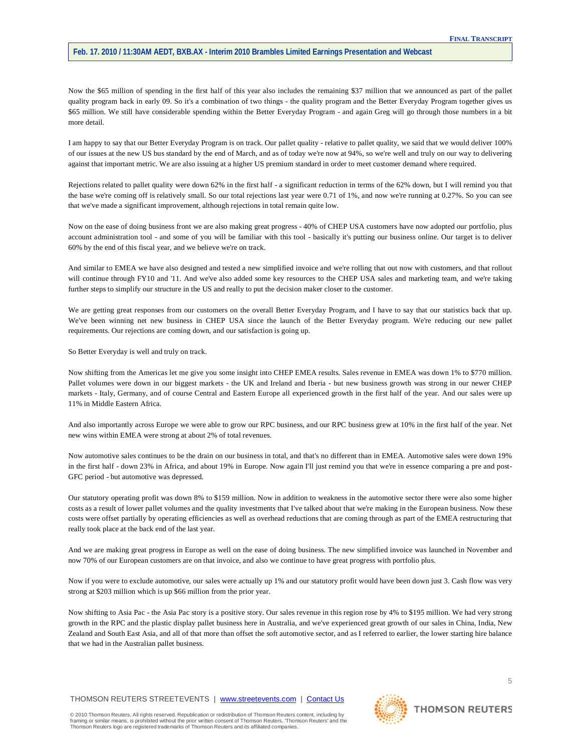Now the $65 million of spending in the first half of this year also includes the remaining $37 million that we announced as part of the pallet quality program back in early 09. So it's a combination of two things - the quality program and the Better Everyday Program together gives us $65 million. We still have considerable spending within the Better Everyday Program - and again Greg will go through those numbers in a bit more detail.

I am happy to say that our Better Everyday Program is on track. Our pallet quality - relative to pallet quality, we said that we would deliver 100% of our issues at the new US bus standard by the end of March, and as of today we're now at 94%, so we're well and truly on our way to delivering against that important metric. We are also issuing at a higher US premium standard in order to meet customer demand where required.

Rejections related to pallet quality were down 62% in the first half - a significant reduction in terms of the 62% down, but I will remind you that the base we're coming off is relatively small. So our total rejections last year were 0.71 of 1%, and now we're running at 0.27%. So you can see that we've made a significant improvement, although rejections in total remain quite low.

Now on the ease of doing business front we are also making great progress - 40% of CHEP USA customers have now adopted our portfolio, plus account administration tool - and some of you will be familiar with this tool - basically it's putting our business online. Our target is to deliver 60% by the end of this fiscal year, and we believe we're on track.

And similar to EMEA we have also designed and tested a new simplified invoice and we're rolling that out now with customers, and that rollout will continue through FY10 and '11. And we've also added some key resources to the CHEP USA sales and marketing team, and we're taking further steps to simplify our structure in the US and really to put the decision maker closer to the customer.

We are getting great responses from our customers on the overall Better Everyday Program, and I have to say that our statistics back that up. We've been winning net new business in CHEP USA since the launch of the Better Everyday program. We're reducing our new pallet requirements. Our rejections are coming down, and our satisfaction is going up.

So Better Everyday is well and truly on track.

Now shifting from the Americas let me give you some insight into CHEP EMEA results. Sales revenue in EMEA was down 1% to $770 million. Pallet volumes were down in our biggest markets - the UK and Ireland and Iberia - but new business growth was strong in our newer CHEP markets - Italy, Germany, and of course Central and Eastern Europe all experienced growth in the first half of the year. And our sales were up 11% in Middle Eastern Africa.

And also importantly across Europe we were able to grow our RPC business, and our RPC business grew at 10% in the first half of the year. Net new wins within EMEA were strong at about 2% of total revenues.

Now automotive sales continues to be the drain on our business in total, and that's no different than in EMEA. Automotive sales were down 19% in the first half - down 23% in Africa, and about 19% in Europe. Now again I'll just remind you that we're in essence comparing a pre and post-GFC period - but automotive was depressed.

Our statutory operating profit was down 8% to $159 million. Now in addition to weakness in the automotive sector there were also some higher costs as a result of lower pallet volumes and the quality investments that I've talked about that we're making in the European business. Now these costs were offset partially by operating efficiencies as well as overhead reductions that are coming through as part of the EMEA restructuring that really took place at the back end of the last year.

And we are making great progress in Europe as well on the ease of doing business. The new simplified invoice was launched in November and now 70% of our European customers are on that invoice, and also we continue to have great progress with portfolio plus.

Now if you were to exclude automotive, our sales were actually up 1% and our statutory profit would have been down just 3. Cash flow was very strong at $203 million which is up $66 million from the prior year.

Now shifting to Asia Pac - the Asia Pac story is a positive story. Our sales revenue in this region rose by 4% to $195 million. We had very strong growth in the RPC and the plastic display pallet business here in Australia, and we've experienced great growth of our sales in China, India, New Zealand and South East Asia, and all of that more than offset the soft automotive sector, and as I referred to earlier, the lower starting hire balance that we had in the Australian pallet business.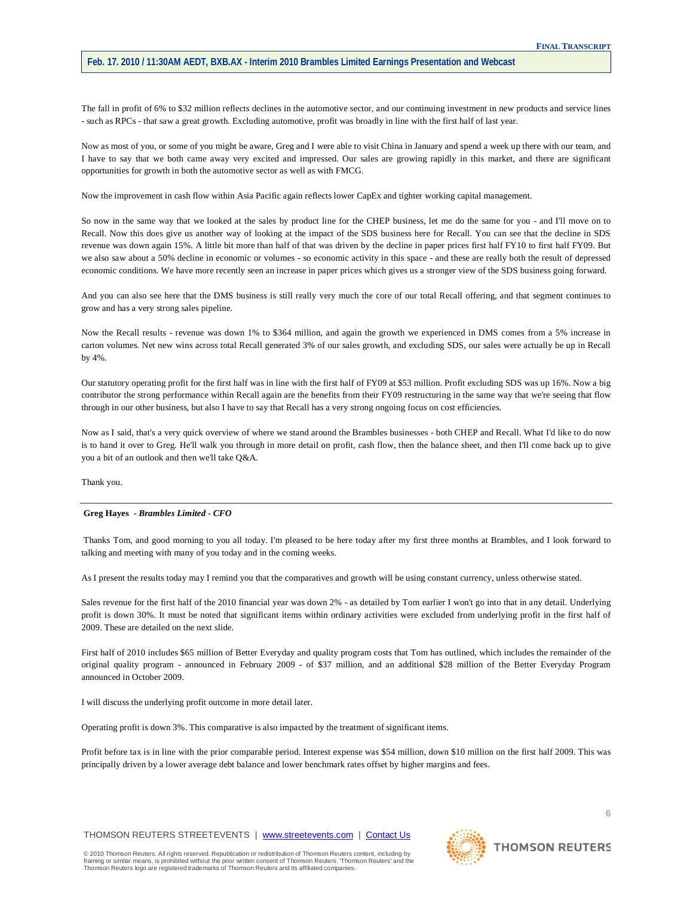The fall in profit of 6% to $32 million reflects declines in the automotive sector, and our continuing investment in new products and service lines - such as RPCs - that saw a great growth. Excluding automotive, profit was broadly in line with the first half of last year.

Now as most of you, or some of you might be aware, Greg and I were able to visit China in January and spend a week up there with our team, and I have to say that we both came away very excited and impressed. Our sales are growing rapidly in this market, and there are significant opportunities for growth in both the automotive sector as well as with FMCG.

Now the improvement in cash flow within Asia Pacific again reflects lower CapEx and tighter working capital management.

So now in the same way that we looked at the sales by product line for the CHEP business, let me do the same for you - and I'll move on to Recall. Now this does give us another way of looking at the impact of the SDS business here for Recall. You can see that the decline in SDS revenue was down again 15%. A little bit more than half of that was driven by the decline in paper prices first half FY10 to first half FY09. But we also saw about a 50% decline in economic or volumes - so economic activity in this space - and these are really both the result of depressed economic conditions. We have more recently seen an increase in paper prices which gives us a stronger view of the SDS business going forward.

And you can also see here that the DMS business is still really very much the core of our total Recall offering, and that segment continues to grow and has a very strong sales pipeline.

Now the Recall results - revenue was down 1% to $364 million, and again the growth we experienced in DMS comes from a 5% increase in carton volumes. Net new wins across total Recall generated 3% of our sales growth, and excluding SDS, our sales were actually be up in Recall by 4%.

Our statutory operating profit for the first half was in line with the first half of FY09 at $53 million. Profit excluding SDS was up 16%. Now a big contributor the strong performance within Recall again are the benefits from their FY09 restructuring in the same way that we're seeing that flow through in our other business, but also I have to say that Recall has a very strong ongoing focus on cost efficiencies.

Now as I said, that's a very quick overview of where we stand around the Brambles businesses - both CHEP and Recall. What I'd like to do now is to hand it over to Greg. He'll walk you through in more detail on profit, cash flow, then the balance sheet, and then I'll come back up to give you a bit of an outlook and then we'll take Q&A.

Thank you.

---

**Greg Hayes** - ***Brambles Limited - CFO***

Thanks Tom, and good morning to you all today. I'm pleased to be here today after my first three months at Brambles, and I look forward to talking and meeting with many of you today and in the coming weeks.

As I present the results today may I remind you that the comparatives and growth will be using constant currency, unless otherwise stated.

Sales revenue for the first half of the 2010 financial year was down 2% - as detailed by Tom earlier I won't go into that in any detail. Underlying profit is down 30%. It must be noted that significant items within ordinary activities were excluded from underlying profit in the first half of 2009. These are detailed on the next slide.

First half of 2010 includes $65 million of Better Everyday and quality program costs that Tom has outlined, which includes the remainder of the original quality program - announced in February 2009 - of $37 million, and an additional $28 million of the Better Everyday Program announced in October 2009.

I will discuss the underlying profit outcome in more detail later.

Operating profit is down 3%. This comparative is also impacted by the treatment of significant items.

Profit before tax is in line with the prior comparable period. Interest expense was $54 million, down $10 million on the first half 2009. This was principally driven by a lower average debt balance and lower benchmark rates offset by higher margins and fees.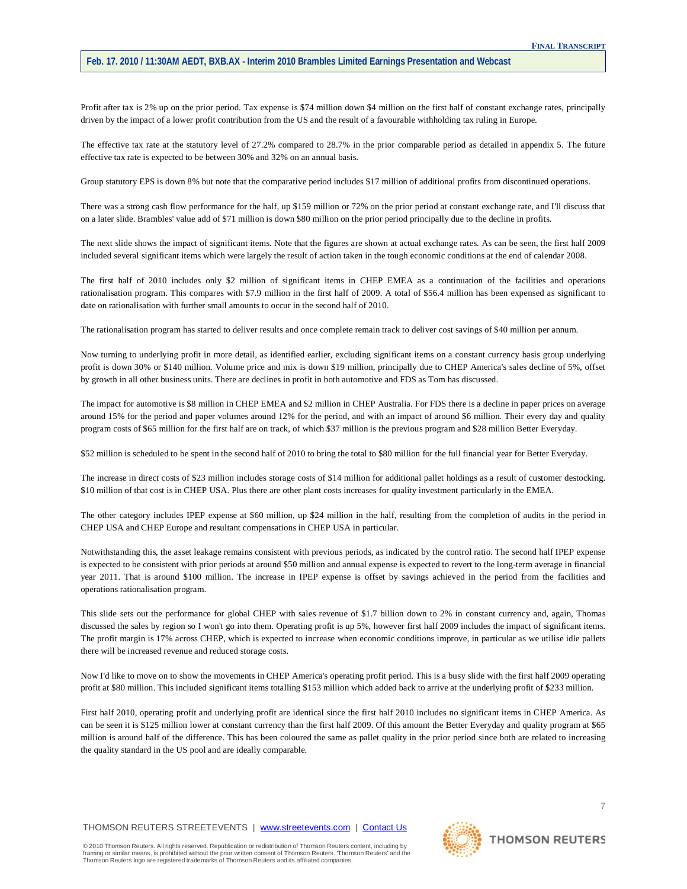Profit after tax is 2% up on the prior period. Tax expense is $74 million down $4 million on the first half of constant exchange rates, principally driven by the impact of a lower profit contribution from the US and the result of a favourable withholding tax ruling in Europe.

The effective tax rate at the statutory level of 27.2% compared to 28.7% in the prior comparable period as detailed in appendix 5. The future effective tax rate is expected to be between 30% and 32% on an annual basis.

Group statutory EPS is down 8% but note that the comparative period includes $17 million of additional profits from discontinued operations.

There was a strong cash flow performance for the half, up $159 million or 72% on the prior period at constant exchange rate, and I'll discuss that on a later slide. Brambles' value add of $71 million is down $80 million on the prior period principally due to the decline in profits.

The next slide shows the impact of significant items. Note that the figures are shown at actual exchange rates. As can be seen, the first half 2009 included several significant items which were largely the result of action taken in the tough economic conditions at the end of calendar 2008.

The first half of 2010 includes only $2 million of significant items in CHEP EMEA as a continuation of the facilities and operations rationalisation program. This compares with $7.9 million in the first half of 2009. A total of $56.4 million has been expensed as significant to date on rationalisation with further small amounts to occur in the second half of 2010.

The rationalisation program has started to deliver results and once complete remain track to deliver cost savings of $40 million per annum.

Now turning to underlying profit in more detail, as identified earlier, excluding significant items on a constant currency basis group underlying profit is down 30% or $140 million. Volume price and mix is down $19 million, principally due to CHEP America's sales decline of 5%, offset by growth in all other business units. There are declines in profit in both automotive and FDS as Tom has discussed.

The impact for automotive is $8 million in CHEP EMEA and $2 million in CHEP Australia. For FDS there is a decline in paper prices on average around 15% for the period and paper volumes around 12% for the period, and with an impact of around $6 million. Their every day and quality program costs of $65 million for the first half are on track, of which $37 million is the previous program and $28 million Better Everyday.

$52 million is scheduled to be spent in the second half of 2010 to bring the total to $80 million for the full financial year for Better Everyday.

The increase in direct costs of $23 million includes storage costs of $14 million for additional pallet holdings as a result of customer destocking. $10 million of that cost is in CHEP USA. Plus there are other plant costs increases for quality investment particularly in the EMEA.

The other category includes IPEP expense at $60 million, up $24 million in the half, resulting from the completion of audits in the period in CHEP USA and CHEP Europe and resultant compensations in CHEP USA in particular.

Notwithstanding this, the asset leakage remains consistent with previous periods, as indicated by the control ratio. The second half IPEP expense is expected to be consistent with prior periods at around $50 million and annual expense is expected to revert to the long-term average in financial year 2011. That is around $100 million. The increase in IPEP expense is offset by savings achieved in the period from the facilities and operations rationalisation program.

This slide sets out the performance for global CHEP with sales revenue of $1.7 billion down to 2% in constant currency and, again, Thomas discussed the sales by region so I won't go into them. Operating profit is up 5%, however first half 2009 includes the impact of significant items. The profit margin is 17% across CHEP, which is expected to increase when economic conditions improve, in particular as we utilise idle pallets there will be increased revenue and reduced storage costs.

Now I'd like to move on to show the movements in CHEP America's operating profit period. This is a busy slide with the first half 2009 operating profit at $80 million. This included significant items totalling $153 million which added back to arrive at the underlying profit of $233 million.

First half 2010, operating profit and underlying profit are identical since the first half 2010 includes no significant items in CHEP America. As can be seen it is $125 million lower at constant currency than the first half 2009. Of this amount the Better Everyday and quality program at $65 million is around half of the difference. This has been coloured the same as pallet quality in the prior period since both are related to increasing the quality standard in the US pool and are ideally comparable.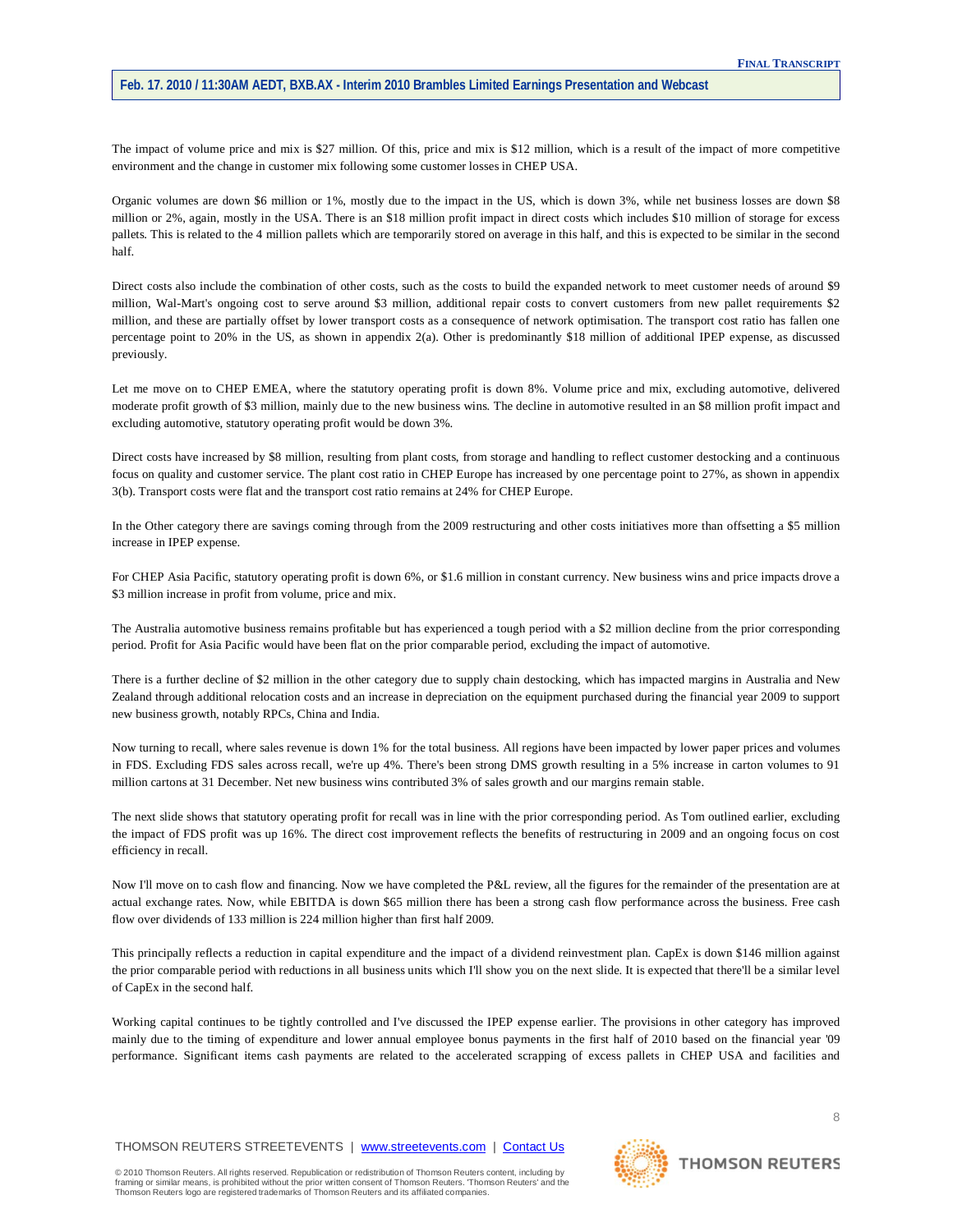The impact of volume price and mix is $27 million. Of this, price and mix is $12 million, which is a result of the impact of more competitive environment and the change in customer mix following some customer losses in CHEP USA.

Organic volumes are down $6 million or 1%, mostly due to the impact in the US, which is down 3%, while net business losses are down $8 million or 2%, again, mostly in the USA. There is an $18 million profit impact in direct costs which includes $10 million of storage for excess pallets. This is related to the 4 million pallets which are temporarily stored on average in this half, and this is expected to be similar in the second half.

Direct costs also include the combination of other costs, such as the costs to build the expanded network to meet customer needs of around $9 million, Wal-Mart's ongoing cost to serve around $3 million, additional repair costs to convert customers from new pallet requirements $2 million, and these are partially offset by lower transport costs as a consequence of network optimisation. The transport cost ratio has fallen one percentage point to 20% in the US, as shown in appendix 2(a). Other is predominantly $18 million of additional IPEP expense, as discussed previously.

Let me move on to CHEP EMEA, where the statutory operating profit is down 8%. Volume price and mix, excluding automotive, delivered moderate profit growth of $3 million, mainly due to the new business wins. The decline in automotive resulted in an $8 million profit impact and excluding automotive, statutory operating profit would be down 3%.

Direct costs have increased by $8 million, resulting from plant costs, from storage and handling to reflect customer destocking and a continuous focus on quality and customer service. The plant cost ratio in CHEP Europe has increased by one percentage point to 27%, as shown in appendix 3(b). Transport costs were flat and the transport cost ratio remains at 24% for CHEP Europe.

In the Other category there are savings coming through from the 2009 restructuring and other costs initiatives more than offsetting a $5 million increase in IPEP expense.

For CHEP Asia Pacific, statutory operating profit is down 6%, or $1.6 million in constant currency. New business wins and price impacts drove a $3 million increase in profit from volume, price and mix.

The Australia automotive business remains profitable but has experienced a tough period with a $2 million decline from the prior corresponding period. Profit for Asia Pacific would have been flat on the prior comparable period, excluding the impact of automotive.

There is a further decline of $2 million in the other category due to supply chain destocking, which has impacted margins in Australia and New Zealand through additional relocation costs and an increase in depreciation on the equipment purchased during the financial year 2009 to support new business growth, notably RPCs, China and India.

Now turning to recall, where sales revenue is down 1% for the total business. All regions have been impacted by lower paper prices and volumes in FDS. Excluding FDS sales across recall, we're up 4%. There's been strong DMS growth resulting in a 5% increase in carton volumes to 91 million cartons at 31 December. Net new business wins contributed 3% of sales growth and our margins remain stable.

The next slide shows that statutory operating profit for recall was in line with the prior corresponding period. As Tom outlined earlier, excluding the impact of FDS profit was up 16%. The direct cost improvement reflects the benefits of restructuring in 2009 and an ongoing focus on cost efficiency in recall.

Now I'll move on to cash flow and financing. Now we have completed the P&L review, all the figures for the remainder of the presentation are at actual exchange rates. Now, while EBITDA is down $65 million there has been a strong cash flow performance across the business. Free cash flow over dividends of 133 million is 224 million higher than first half 2009.

This principally reflects a reduction in capital expenditure and the impact of a dividend reinvestment plan. CapEx is down $146 million against the prior comparable period with reductions in all business units which I'll show you on the next slide. It is expected that there'll be a similar level of CapEx in the second half.

Working capital continues to be tightly controlled and I've discussed the IPEP expense earlier. The provisions in other category has improved mainly due to the timing of expenditure and lower annual employee bonus payments in the first half of 2010 based on the financial year '09 performance. Significant items cash payments are related to the accelerated scrapping of excess pallets in CHEP USA and facilities and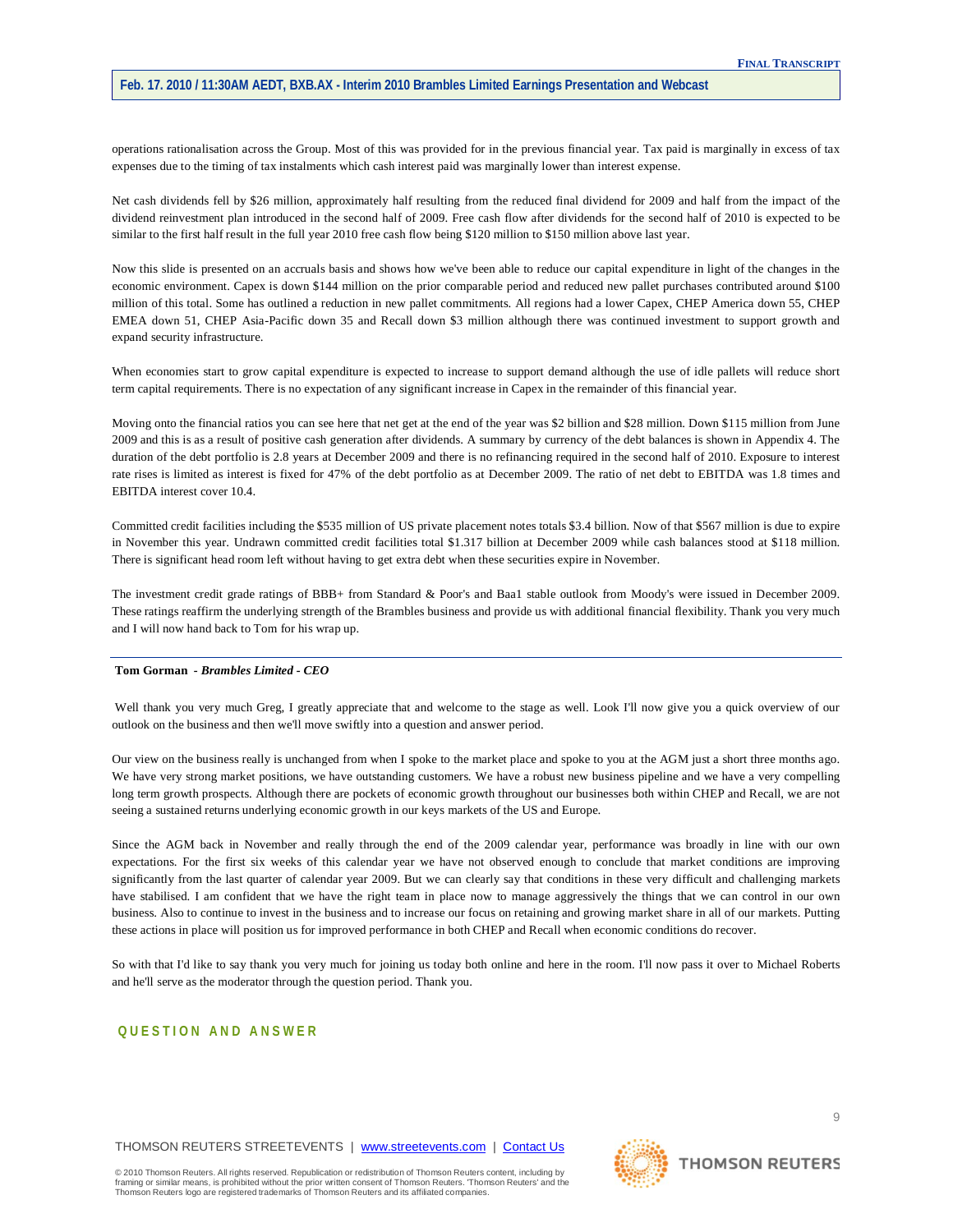operations rationalisation across the Group. Most of this was provided for in the previous financial year. Tax paid is marginally in excess of tax expenses due to the timing of tax instalments which cash interest paid was marginally lower than interest expense.

Net cash dividends fell by $26 million, approximately half resulting from the reduced final dividend for 2009 and half from the impact of the dividend reinvestment plan introduced in the second half of 2009. Free cash flow after dividends for the second half of 2010 is expected to be similar to the first half result in the full year 2010 free cash flow being $120 million to $150 million above last year.

Now this slide is presented on an accruals basis and shows how we've been able to reduce our capital expenditure in light of the changes in the economic environment. Capex is down $144 million on the prior comparable period and reduced new pallet purchases contributed around $100 million of this total. Some has outlined a reduction in new pallet commitments. All regions had a lower Capex, CHEP America down 55, CHEP EMEA down 51, CHEP Asia-Pacific down 35 and Recall down $3 million although there was continued investment to support growth and expand security infrastructure.

When economies start to grow capital expenditure is expected to increase to support demand although the use of idle pallets will reduce short term capital requirements. There is no expectation of any significant increase in Capex in the remainder of this financial year.

Moving onto the financial ratios you can see here that net get at the end of the year was $2 billion and $28 million. Down $115 million from June 2009 and this is as a result of positive cash generation after dividends. A summary by currency of the debt balances is shown in Appendix 4. The duration of the debt portfolio is 2.8 years at December 2009 and there is no refinancing required in the second half of 2010. Exposure to interest rate rises is limited as interest is fixed for 47% of the debt portfolio as at December 2009. The ratio of net debt to EBITDA was 1.8 times and EBITDA interest cover 10.4.

Committed credit facilities including the $535 million of US private placement notes totals $3.4 billion. Now of that $567 million is due to expire in November this year. Undrawn committed credit facilities total $1.317 billion at December 2009 while cash balances stood at $118 million. There is significant head room left without having to get extra debt when these securities expire in November.

The investment credit grade ratings of BBB+ from Standard & Poor's and Baa1 stable outlook from Moody's were issued in December 2009. These ratings reaffirm the underlying strength of the Brambles business and provide us with additional financial flexibility. Thank you very much and I will now hand back to Tom for his wrap up.

---

**Tom Gorman** - ***Brambles Limited - CEO***

Well thank you very much Greg, I greatly appreciate that and welcome to the stage as well. Look I'll now give you a quick overview of our outlook on the business and then we'll move swiftly into a question and answer period.

Our view on the business really is unchanged from when I spoke to the market place and spoke to you at the AGM just a short three months ago. We have very strong market positions, we have outstanding customers. We have a robust new business pipeline and we have a very compelling long term growth prospects. Although there are pockets of economic growth throughout our businesses both within CHEP and Recall, we are not seeing a sustained returns underlying economic growth in our keys markets of the US and Europe.

Since the AGM back in November and really through the end of the 2009 calendar year, performance was broadly in line with our own expectations. For the first six weeks of this calendar year we have not observed enough to conclude that market conditions are improving significantly from the last quarter of calendar year 2009. But we can clearly say that conditions in these very difficult and challenging markets have stabilised. I am confident that we have the right team in place now to manage aggressively the things that we can control in our own business. Also to continue to invest in the business and to increase our focus on retaining and growing market share in all of our markets. Putting these actions in place will position us for improved performance in both CHEP and Recall when economic conditions do recover.

So with that I'd like to say thank you very much for joining us today both online and here in the room. I'll now pass it over to Michael Roberts and he'll serve as the moderator through the question period. Thank you.

## QUESTION AND ANSWER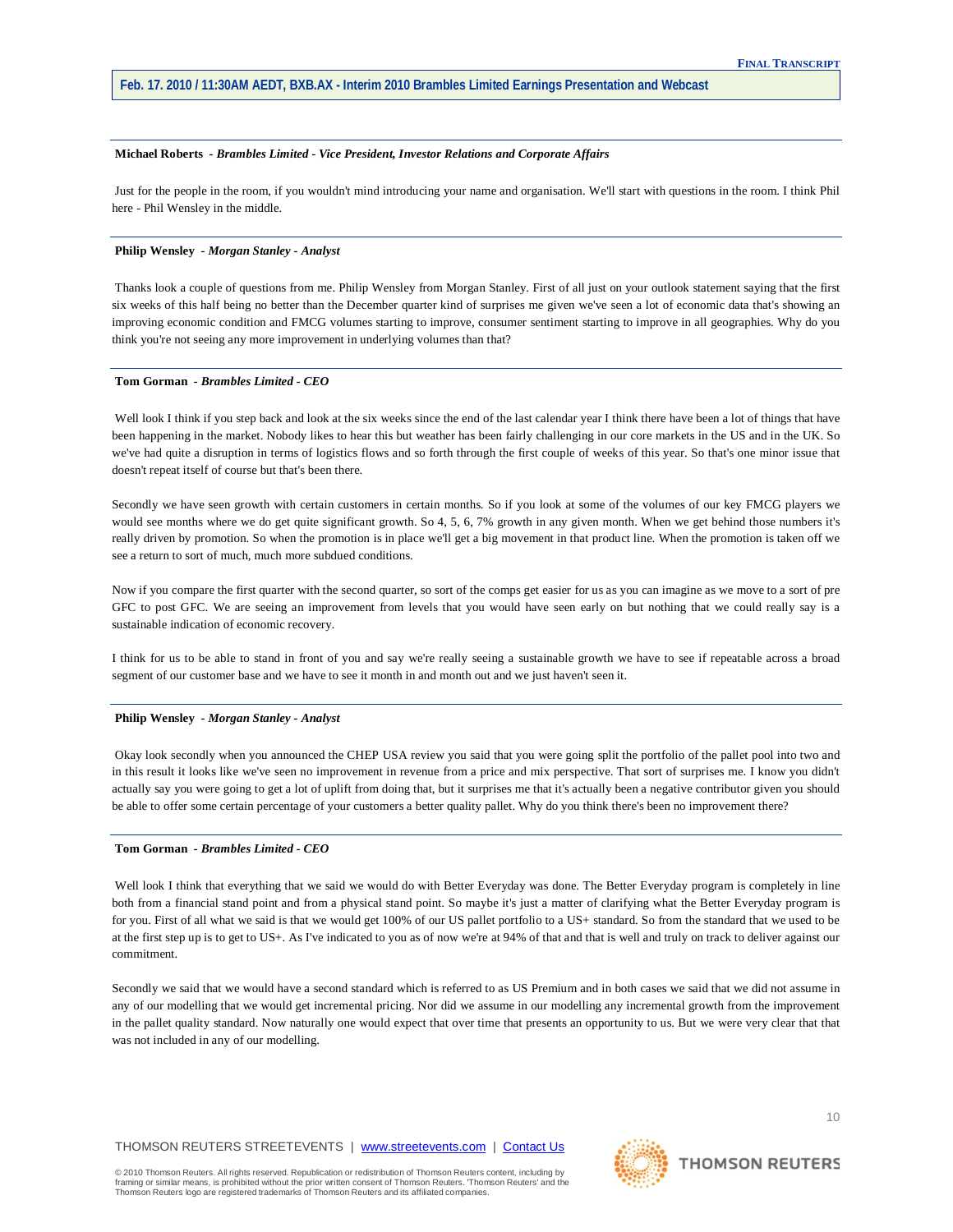**Michael Roberts** - *Brambles Limited - Vice President, Investor Relations and Corporate Affairs*

Just for the people in the room, if you wouldn't mind introducing your name and organisation. We'll start with questions in the room. I think Phil here - Phil Wensley in the middle.

**Philip Wensley** - *Morgan Stanley - Analyst*

Thanks look a couple of questions from me. Philip Wensley from Morgan Stanley. First of all just on your outlook statement saying that the first six weeks of this half being no better than the December quarter kind of surprises me given we've seen a lot of economic data that's showing an improving economic condition and FMCG volumes starting to improve, consumer sentiment starting to improve in all geographies. Why do you think you're not seeing any more improvement in underlying volumes than that?

**Tom Gorman** - *Brambles Limited - CEO*

Well look I think if you step back and look at the six weeks since the end of the last calendar year I think there have been a lot of things that have been happening in the market. Nobody likes to hear this but weather has been fairly challenging in our core markets in the US and in the UK. So we've had quite a disruption in terms of logistics flows and so forth through the first couple of weeks of this year. So that's one minor issue that doesn't repeat itself of course but that's been there.

Secondly we have seen growth with certain customers in certain months. So if you look at some of the volumes of our key FMCG players we would see months where we do get quite significant growth. So 4, 5, 6, 7% growth in any given month. When we get behind those numbers it's really driven by promotion. So when the promotion is in place we'll get a big movement in that product line. When the promotion is taken off we see a return to sort of much, much more subdued conditions.

Now if you compare the first quarter with the second quarter, so sort of the comps get easier for us as you can imagine as we move to a sort of pre GFC to post GFC. We are seeing an improvement from levels that you would have seen early on but nothing that we could really say is a sustainable indication of economic recovery.

I think for us to be able to stand in front of you and say we're really seeing a sustainable growth we have to see if repeatable across a broad segment of our customer base and we have to see it month in and month out and we just haven't seen it.

**Philip Wensley** - *Morgan Stanley - Analyst*

Okay look secondly when you announced the CHEP USA review you said that you were going split the portfolio of the pallet pool into two and in this result it looks like we've seen no improvement in revenue from a price and mix perspective. That sort of surprises me. I know you didn't actually say you were going to get a lot of uplift from doing that, but it surprises me that it's actually been a negative contributor given you should be able to offer some certain percentage of your customers a better quality pallet. Why do you think there's been no improvement there?

**Tom Gorman** - *Brambles Limited - CEO*

Well look I think that everything that we said we would do with Better Everyday was done. The Better Everyday program is completely in line both from a financial stand point and from a physical stand point. So maybe it's just a matter of clarifying what the Better Everyday program is for you. First of all what we said is that we would get 100% of our US pallet portfolio to a US+ standard. So from the standard that we used to be at the first step up is to get to US+. As I've indicated to you as of now we're at 94% of that and that is well and truly on track to deliver against our commitment.

Secondly we said that we would have a second standard which is referred to as US Premium and in both cases we said that we did not assume in any of our modelling that we would get incremental pricing. Nor did we assume in our modelling any incremental growth from the improvement in the pallet quality standard. Now naturally one would expect that over time that presents an opportunity to us. But we were very clear that that was not included in any of our modelling.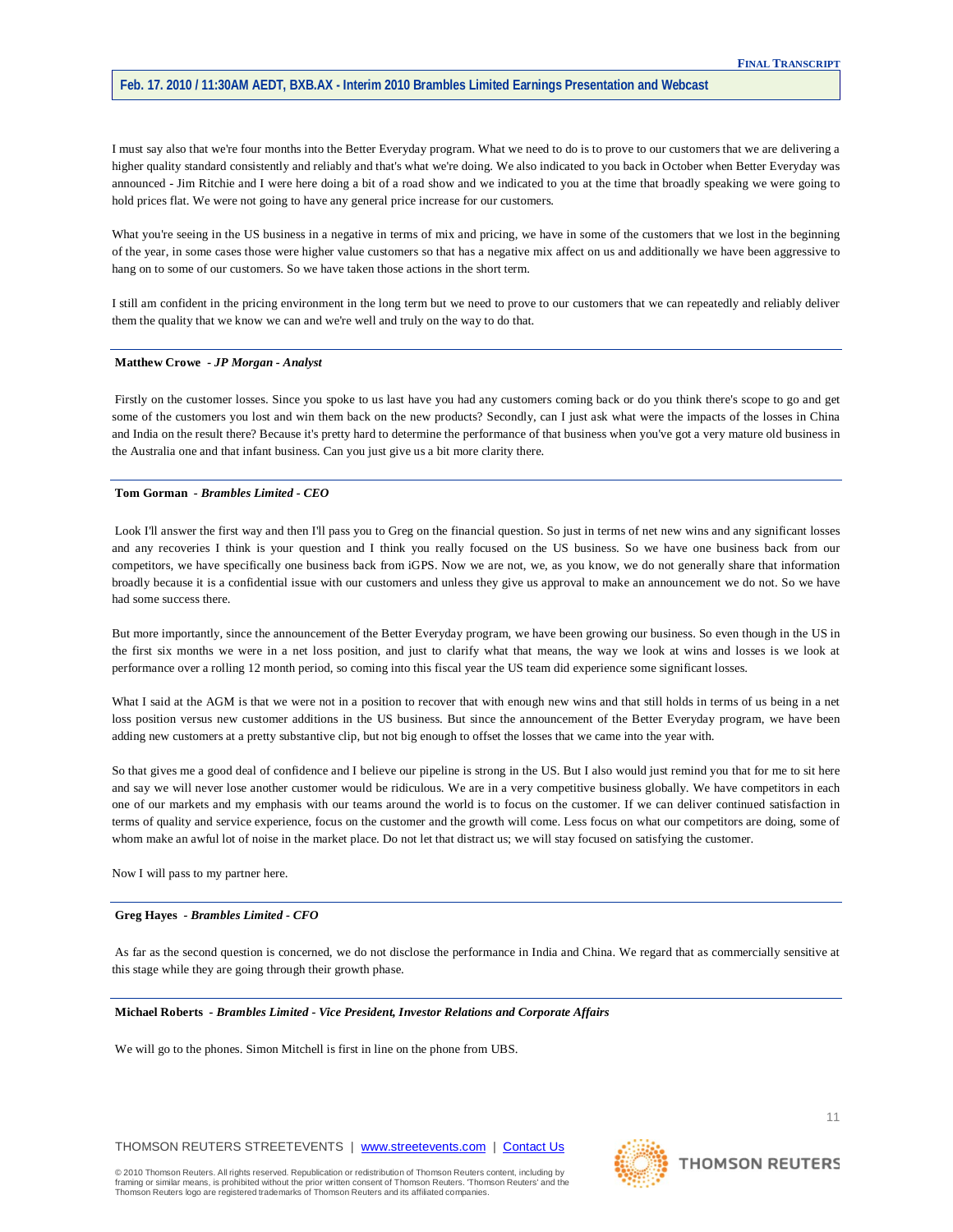I must say also that we're four months into the Better Everyday program. What we need to do is to prove to our customers that we are delivering a higher quality standard consistently and reliably and that's what we're doing. We also indicated to you back in October when Better Everyday was announced - Jim Ritchie and I were here doing a bit of a road show and we indicated to you at the time that broadly speaking we were going to hold prices flat. We were not going to have any general price increase for our customers.

What you're seeing in the US business in a negative in terms of mix and pricing, we have in some of the customers that we lost in the beginning of the year, in some cases those were higher value customers so that has a negative mix affect on us and additionally we have been aggressive to hang on to some of our customers. So we have taken those actions in the short term.

I still am confident in the pricing environment in the long term but we need to prove to our customers that we can repeatedly and reliably deliver them the quality that we know we can and we're well and truly on the way to do that.

---

**Matthew Crowe** *- JP Morgan - Analyst*

Firstly on the customer losses. Since you spoke to us last have you had any customers coming back or do you think there's scope to go and get some of the customers you lost and win them back on the new products? Secondly, can I just ask what were the impacts of the losses in China and India on the result there? Because it's pretty hard to determine the performance of that business when you've got a very mature old business in the Australia one and that infant business. Can you just give us a bit more clarity there.

---

**Tom Gorman** *- Brambles Limited - CEO*

Look I'll answer the first way and then I'll pass you to Greg on the financial question. So just in terms of net new wins and any significant losses and any recoveries I think is your question and I think you really focused on the US business. So we have one business back from our competitors, we have specifically one business back from iGPS. Now we are not, we, as you know, we do not generally share that information broadly because it is a confidential issue with our customers and unless they give us approval to make an announcement we do not. So we have had some success there.

But more importantly, since the announcement of the Better Everyday program, we have been growing our business. So even though in the US in the first six months we were in a net loss position, and just to clarify what that means, the way we look at wins and losses is we look at performance over a rolling 12 month period, so coming into this fiscal year the US team did experience some significant losses.

What I said at the AGM is that we were not in a position to recover that with enough new wins and that still holds in terms of us being in a net loss position versus new customer additions in the US business. But since the announcement of the Better Everyday program, we have been adding new customers at a pretty substantive clip, but not big enough to offset the losses that we came into the year with.

So that gives me a good deal of confidence and I believe our pipeline is strong in the US. But I also would just remind you that for me to sit here and say we will never lose another customer would be ridiculous. We are in a very competitive business globally. We have competitors in each one of our markets and my emphasis with our teams around the world is to focus on the customer. If we can deliver continued satisfaction in terms of quality and service experience, focus on the customer and the growth will come. Less focus on what our competitors are doing, some of whom make an awful lot of noise in the market place. Do not let that distract us; we will stay focused on satisfying the customer.

Now I will pass to my partner here.

---

**Greg Hayes** *- Brambles Limited - CFO*

As far as the second question is concerned, we do not disclose the performance in India and China. We regard that as commercially sensitive at this stage while they are going through their growth phase.

---

**Michael Roberts** *- Brambles Limited - Vice President, Investor Relations and Corporate Affairs*

We will go to the phones. Simon Mitchell is first in line on the phone from UBS.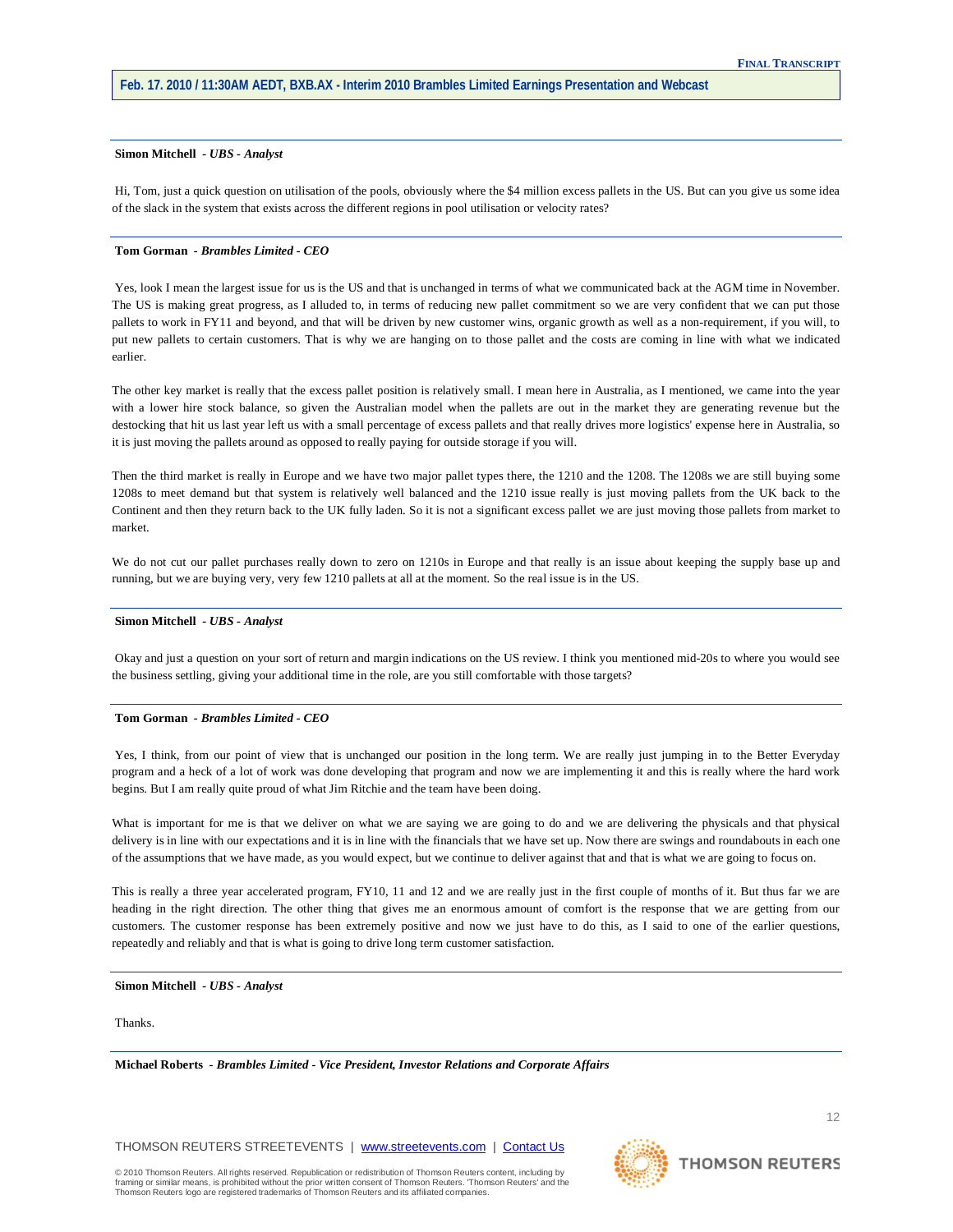**Simon Mitchell** *- UBS - Analyst*

Hi, Tom, just a quick question on utilisation of the pools, obviously where the $4 million excess pallets in the US. But can you give us some idea of the slack in the system that exists across the different regions in pool utilisation or velocity rates?

**Tom Gorman** *- Brambles Limited - CEO*

Yes, look I mean the largest issue for us is the US and that is unchanged in terms of what we communicated back at the AGM time in November. The US is making great progress, as I alluded to, in terms of reducing new pallet commitment so we are very confident that we can put those pallets to work in FY11 and beyond, and that will be driven by new customer wins, organic growth as well as a non-requirement, if you will, to put new pallets to certain customers. That is why we are hanging on to those pallet and the costs are coming in line with what we indicated earlier.

The other key market is really that the excess pallet position is relatively small. I mean here in Australia, as I mentioned, we came into the year with a lower hire stock balance, so given the Australian model when the pallets are out in the market they are generating revenue but the destocking that hit us last year left us with a small percentage of excess pallets and that really drives more logistics' expense here in Australia, so it is just moving the pallets around as opposed to really paying for outside storage if you will.

Then the third market is really in Europe and we have two major pallet types there, the 1210 and the 1208. The 1208s we are still buying some 1208s to meet demand but that system is relatively well balanced and the 1210 issue really is just moving pallets from the UK back to the Continent and then they return back to the UK fully laden. So it is not a significant excess pallet we are just moving those pallets from market to market.

We do not cut our pallet purchases really down to zero on 1210s in Europe and that really is an issue about keeping the supply base up and running, but we are buying very, very few 1210 pallets at all at the moment. So the real issue is in the US.

**Simon Mitchell** *- UBS - Analyst*

Okay and just a question on your sort of return and margin indications on the US review. I think you mentioned mid-20s to where you would see the business settling, giving your additional time in the role, are you still comfortable with those targets?

**Tom Gorman** *- Brambles Limited - CEO*

Yes, I think, from our point of view that is unchanged our position in the long term. We are really just jumping in to the Better Everyday program and a heck of a lot of work was done developing that program and now we are implementing it and this is really where the hard work begins. But I am really quite proud of what Jim Ritchie and the team have been doing.

What is important for me is that we deliver on what we are saying we are going to do and we are delivering the physicals and that physical delivery is in line with our expectations and it is in line with the financials that we have set up. Now there are swings and roundabouts in each one of the assumptions that we have made, as you would expect, but we continue to deliver against that and that is what we are going to focus on.

This is really a three year accelerated program, FY10, 11 and 12 and we are really just in the first couple of months of it. But thus far we are heading in the right direction. The other thing that gives me an enormous amount of comfort is the response that we are getting from our customers. The customer response has been extremely positive and now we just have to do this, as I said to one of the earlier questions, repeatedly and reliably and that is what is going to drive long term customer satisfaction.

**Simon Mitchell** *- UBS - Analyst*

Thanks.

**Michael Roberts** *- Brambles Limited - Vice President, Investor Relations and Corporate Affairs*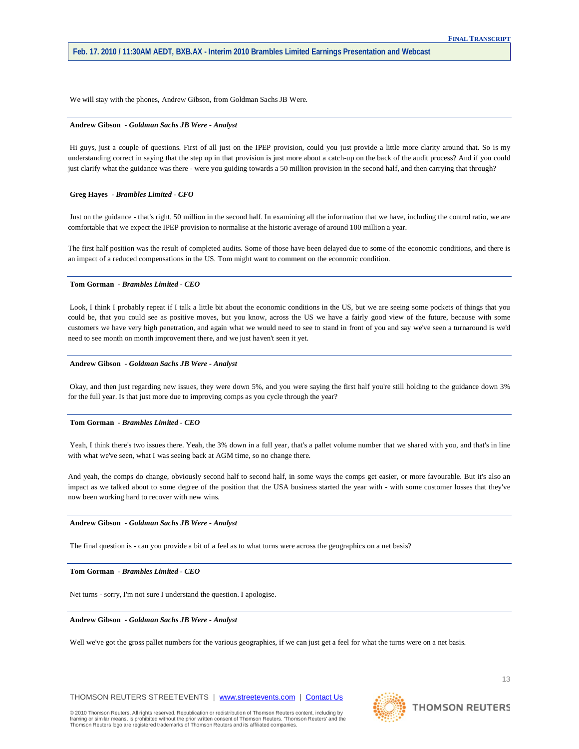We will stay with the phones, Andrew Gibson, from Goldman Sachs JB Were.

**Andrew Gibson** *- Goldman Sachs JB Were - Analyst*

Hi guys, just a couple of questions. First of all just on the IPEP provision, could you just provide a little more clarity around that. So is my understanding correct in saying that the step up in that provision is just more about a catch-up on the back of the audit process? And if you could just clarify what the guidance was there - were you guiding towards a 50 million provision in the second half, and then carrying that through?

**Greg Hayes** *- Brambles Limited - CFO*

Just on the guidance - that's right, 50 million in the second half. In examining all the information that we have, including the control ratio, we are comfortable that we expect the IPEP provision to normalise at the historic average of around 100 million a year.

The first half position was the result of completed audits. Some of those have been delayed due to some of the economic conditions, and there is an impact of a reduced compensations in the US. Tom might want to comment on the economic condition.

**Tom Gorman** *- Brambles Limited - CEO*

Look, I think I probably repeat if I talk a little bit about the economic conditions in the US, but we are seeing some pockets of things that you could be, that you could see as positive moves, but you know, across the US we have a fairly good view of the future, because with some customers we have very high penetration, and again what we would need to see to stand in front of you and say we've seen a turnaround is we'd need to see month on month improvement there, and we just haven't seen it yet.

**Andrew Gibson** *- Goldman Sachs JB Were - Analyst*

Okay, and then just regarding new issues, they were down 5%, and you were saying the first half you're still holding to the guidance down 3% for the full year. Is that just more due to improving comps as you cycle through the year?

**Tom Gorman** *- Brambles Limited - CEO*

Yeah, I think there's two issues there. Yeah, the 3% down in a full year, that's a pallet volume number that we shared with you, and that's in line with what we've seen, what I was seeing back at AGM time, so no change there.

And yeah, the comps do change, obviously second half to second half, in some ways the comps get easier, or more favourable. But it's also an impact as we talked about to some degree of the position that the USA business started the year with - with some customer losses that they've now been working hard to recover with new wins.

**Andrew Gibson** *- Goldman Sachs JB Were - Analyst*

The final question is - can you provide a bit of a feel as to what turns were across the geographics on a net basis?

**Tom Gorman** *- Brambles Limited - CEO*

Net turns - sorry, I'm not sure I understand the question. I apologise.

**Andrew Gibson** *- Goldman Sachs JB Were - Analyst*

Well we've got the gross pallet numbers for the various geographies, if we can just get a feel for what the turns were on a net basis.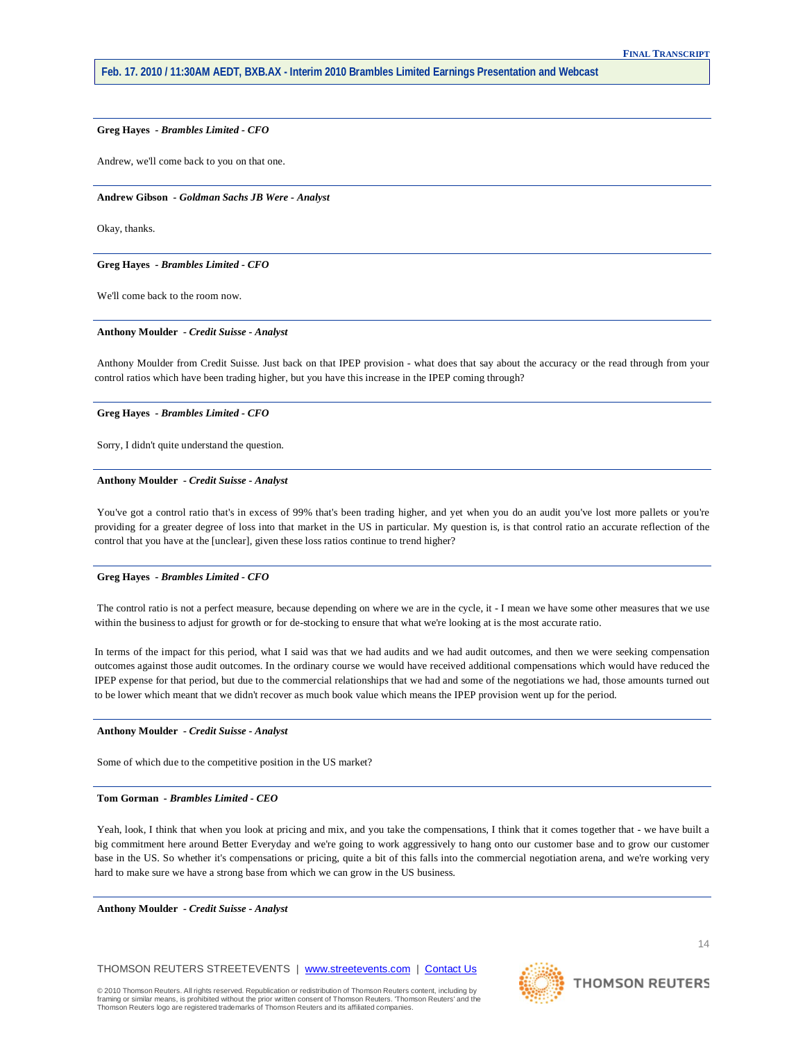**Greg Hayes** *- Brambles Limited - CFO*

Andrew, we'll come back to you on that one.

---

**Andrew Gibson** *- Goldman Sachs JB Were - Analyst*

Okay, thanks.

---

**Greg Hayes** *- Brambles Limited - CFO*

We'll come back to the room now.

---

**Anthony Moulder** *- Credit Suisse - Analyst*

Anthony Moulder from Credit Suisse. Just back on that IPEP provision - what does that say about the accuracy or the read through from your control ratios which have been trading higher, but you have this increase in the IPEP coming through?

---

**Greg Hayes** *- Brambles Limited - CFO*

Sorry, I didn't quite understand the question.

---

**Anthony Moulder** *- Credit Suisse - Analyst*

You've got a control ratio that's in excess of 99% that's been trading higher, and yet when you do an audit you've lost more pallets or you're providing for a greater degree of loss into that market in the US in particular. My question is, is that control ratio an accurate reflection of the control that you have at the [unclear], given these loss ratios continue to trend higher?

---

**Greg Hayes** *- Brambles Limited - CFO*

The control ratio is not a perfect measure, because depending on where we are in the cycle, it - I mean we have some other measures that we use within the business to adjust for growth or for de-stocking to ensure that what we're looking at is the most accurate ratio.

In terms of the impact for this period, what I said was that we had audits and we had audit outcomes, and then we were seeking compensation outcomes against those audit outcomes. In the ordinary course we would have received additional compensations which would have reduced the IPEP expense for that period, but due to the commercial relationships that we had and some of the negotiations we had, those amounts turned out to be lower which meant that we didn't recover as much book value which means the IPEP provision went up for the period.

---

**Anthony Moulder** *- Credit Suisse - Analyst*

Some of which due to the competitive position in the US market?

---

**Tom Gorman** *- Brambles Limited - CEO*

Yeah, look, I think that when you look at pricing and mix, and you take the compensations, I think that it comes together that - we have built a big commitment here around Better Everyday and we're going to work aggressively to hang onto our customer base and to grow our customer base in the US. So whether it's compensations or pricing, quite a bit of this falls into the commercial negotiation arena, and we're working very hard to make sure we have a strong base from which we can grow in the US business.

---

**Anthony Moulder** *- Credit Suisse - Analyst*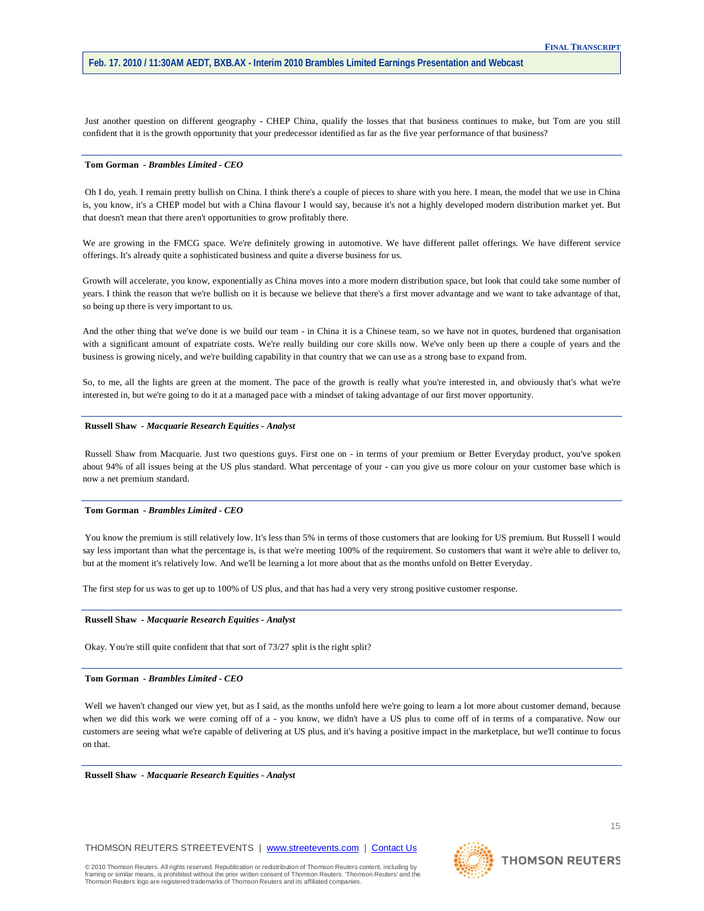Just another question on different geography - CHEP China, qualify the losses that that business continues to make, but Tom are you still confident that it is the growth opportunity that your predecessor identified as far as the five year performance of that business?

---

**Tom Gorman** - ***Brambles Limited - CEO***

Oh I do, yeah. I remain pretty bullish on China. I think there's a couple of pieces to share with you here. I mean, the model that we use in China is, you know, it's a CHEP model but with a China flavour I would say, because it's not a highly developed modern distribution market yet. But that doesn't mean that there aren't opportunities to grow profitably there.

We are growing in the FMCG space. We're definitely growing in automotive. We have different pallet offerings. We have different service offerings. It's already quite a sophisticated business and quite a diverse business for us.

Growth will accelerate, you know, exponentially as China moves into a more modern distribution space, but look that could take some number of years. I think the reason that we're bullish on it is because we believe that there's a first mover advantage and we want to take advantage of that, so being up there is very important to us.

And the other thing that we've done is we build our team - in China it is a Chinese team, so we have not in quotes, burdened that organisation with a significant amount of expatriate costs. We're really building our core skills now. We've only been up there a couple of years and the business is growing nicely, and we're building capability in that country that we can use as a strong base to expand from.

So, to me, all the lights are green at the moment. The pace of the growth is really what you're interested in, and obviously that's what we're interested in, but we're going to do it at a managed pace with a mindset of taking advantage of our first mover opportunity.

---

**Russell Shaw** - ***Macquarie Research Equities - Analyst***

Russell Shaw from Macquarie. Just two questions guys. First one on - in terms of your premium or Better Everyday product, you've spoken about 94% of all issues being at the US plus standard. What percentage of your - can you give us more colour on your customer base which is now a net premium standard.

---

**Tom Gorman** - ***Brambles Limited - CEO***

You know the premium is still relatively low. It's less than 5% in terms of those customers that are looking for US premium. But Russell I would say less important than what the percentage is, is that we're meeting 100% of the requirement. So customers that want it we're able to deliver to, but at the moment it's relatively low. And we'll be learning a lot more about that as the months unfold on Better Everyday.

The first step for us was to get up to 100% of US plus, and that has had a very very strong positive customer response.

---

**Russell Shaw** - ***Macquarie Research Equities - Analyst***

Okay. You're still quite confident that that sort of 73/27 split is the right split?

---

**Tom Gorman** - ***Brambles Limited - CEO***

Well we haven't changed our view yet, but as I said, as the months unfold here we're going to learn a lot more about customer demand, because when we did this work we were coming off of a - you know, we didn't have a US plus to come off of in terms of a comparative. Now our customers are seeing what we're capable of delivering at US plus, and it's having a positive impact in the marketplace, but we'll continue to focus on that.

---

**Russell Shaw** - ***Macquarie Research Equities - Analyst***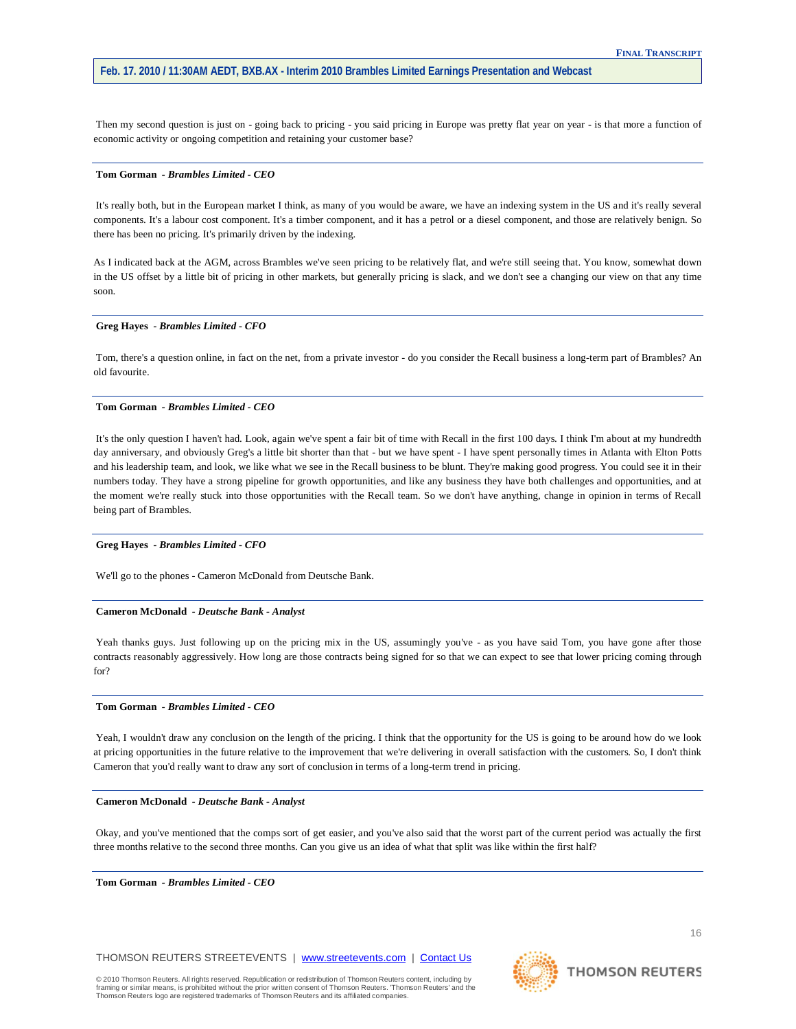Then my second question is just on - going back to pricing - you said pricing in Europe was pretty flat year on year - is that more a function of economic activity or ongoing competition and retaining your customer base?

---

**Tom Gorman** - ***Brambles Limited - CEO***

It's really both, but in the European market I think, as many of you would be aware, we have an indexing system in the US and it's really several components. It's a labour cost component. It's a timber component, and it has a petrol or a diesel component, and those are relatively benign. So there has been no pricing. It's primarily driven by the indexing.

As I indicated back at the AGM, across Brambles we've seen pricing to be relatively flat, and we're still seeing that. You know, somewhat down in the US offset by a little bit of pricing in other markets, but generally pricing is slack, and we don't see a changing our view on that any time soon.

---

**Greg Hayes** - ***Brambles Limited - CFO***

Tom, there's a question online, in fact on the net, from a private investor - do you consider the Recall business a long-term part of Brambles? An old favourite.

---

**Tom Gorman** - ***Brambles Limited - CEO***

It's the only question I haven't had. Look, again we've spent a fair bit of time with Recall in the first 100 days. I think I'm about at my hundredth day anniversary, and obviously Greg's a little bit shorter than that - but we have spent - I have spent personally times in Atlanta with Elton Potts and his leadership team, and look, we like what we see in the Recall business to be blunt. They're making good progress. You could see it in their numbers today. They have a strong pipeline for growth opportunities, and like any business they have both challenges and opportunities, and at the moment we're really stuck into those opportunities with the Recall team. So we don't have anything, change in opinion in terms of Recall being part of Brambles.

---

**Greg Hayes** - ***Brambles Limited - CFO***

We'll go to the phones - Cameron McDonald from Deutsche Bank.

---

**Cameron McDonald** - ***Deutsche Bank - Analyst***

Yeah thanks guys. Just following up on the pricing mix in the US, assumingly you've - as you have said Tom, you have gone after those contracts reasonably aggressively. How long are those contracts being signed for so that we can expect to see that lower pricing coming through for?

---

**Tom Gorman** - ***Brambles Limited - CEO***

Yeah, I wouldn't draw any conclusion on the length of the pricing. I think that the opportunity for the US is going to be around how do we look at pricing opportunities in the future relative to the improvement that we're delivering in overall satisfaction with the customers. So, I don't think Cameron that you'd really want to draw any sort of conclusion in terms of a long-term trend in pricing.

---

**Cameron McDonald** - ***Deutsche Bank - Analyst***

Okay, and you've mentioned that the comps sort of get easier, and you've also said that the worst part of the current period was actually the first three months relative to the second three months. Can you give us an idea of what that split was like within the first half?

---

**Tom Gorman** - ***Brambles Limited - CEO***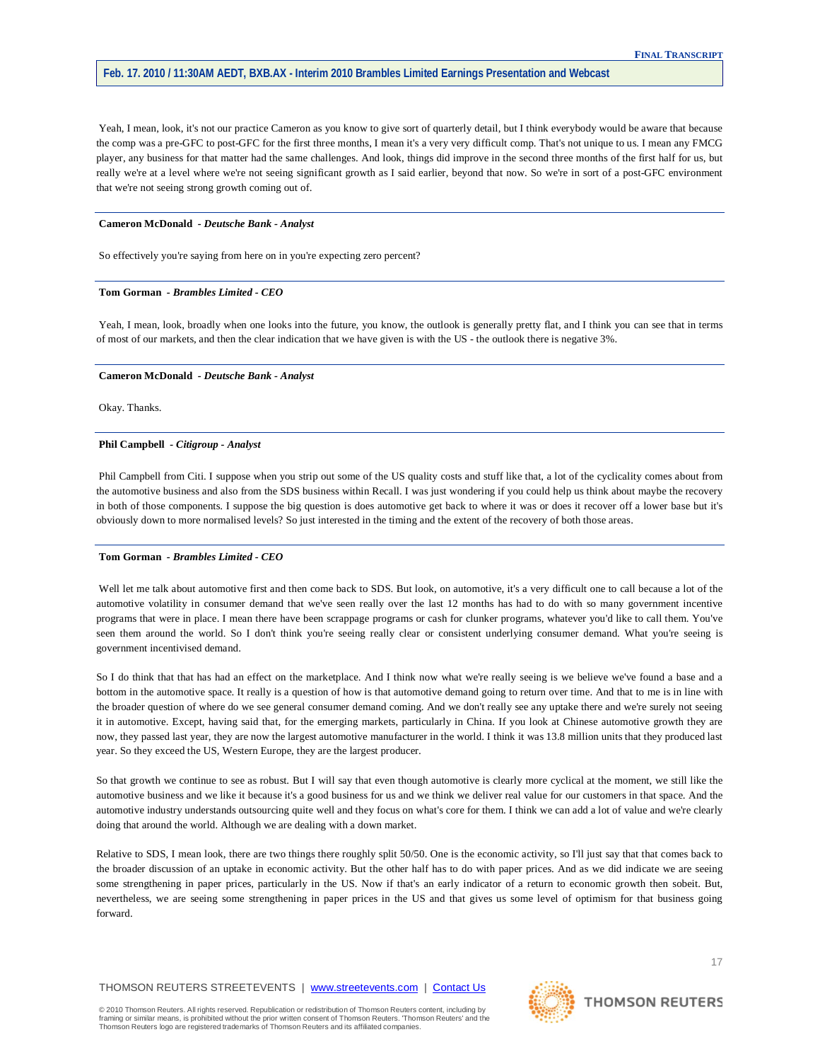Yeah, I mean, look, it's not our practice Cameron as you know to give sort of quarterly detail, but I think everybody would be aware that because the comp was a pre-GFC to post-GFC for the first three months, I mean it's a very very difficult comp. That's not unique to us. I mean any FMCG player, any business for that matter had the same challenges. And look, things did improve in the second three months of the first half for us, but really we're at a level where we're not seeing significant growth as I said earlier, beyond that now. So we're in sort of a post-GFC environment that we're not seeing strong growth coming out of.

---

**Cameron McDonald** - ***Deutsche Bank - Analyst***

So effectively you're saying from here on in you're expecting zero percent?

---

**Tom Gorman** - ***Brambles Limited - CEO***

Yeah, I mean, look, broadly when one looks into the future, you know, the outlook is generally pretty flat, and I think you can see that in terms of most of our markets, and then the clear indication that we have given is with the US - the outlook there is negative 3%.

---

**Cameron McDonald** - ***Deutsche Bank - Analyst***

Okay. Thanks.

---

**Phil Campbell** - ***Citigroup - Analyst***

Phil Campbell from Citi. I suppose when you strip out some of the US quality costs and stuff like that, a lot of the cyclicality comes about from the automotive business and also from the SDS business within Recall. I was just wondering if you could help us think about maybe the recovery in both of those components. I suppose the big question is does automotive get back to where it was or does it recover off a lower base but it's obviously down to more normalised levels? So just interested in the timing and the extent of the recovery of both those areas.

---

**Tom Gorman** - ***Brambles Limited - CEO***

Well let me talk about automotive first and then come back to SDS. But look, on automotive, it's a very difficult one to call because a lot of the automotive volatility in consumer demand that we've seen really over the last 12 months has had to do with so many government incentive programs that were in place. I mean there have been scrappage programs or cash for clunker programs, whatever you'd like to call them. You've seen them around the world. So I don't think you're seeing really clear or consistent underlying consumer demand. What you're seeing is government incentivised demand.

So I do think that that has had an effect on the marketplace. And I think now what we're really seeing is we believe we've found a base and a bottom in the automotive space. It really is a question of how is that automotive demand going to return over time. And that to me is in line with the broader question of where do we see general consumer demand coming. And we don't really see any uptake there and we're surely not seeing it in automotive. Except, having said that, for the emerging markets, particularly in China. If you look at Chinese automotive growth they are now, they passed last year, they are now the largest automotive manufacturer in the world. I think it was 13.8 million units that they produced last year. So they exceed the US, Western Europe, they are the largest producer.

So that growth we continue to see as robust. But I will say that even though automotive is clearly more cyclical at the moment, we still like the automotive business and we like it because it's a good business for us and we think we deliver real value for our customers in that space. And the automotive industry understands outsourcing quite well and they focus on what's core for them. I think we can add a lot of value and we're clearly doing that around the world. Although we are dealing with a down market.

Relative to SDS, I mean look, there are two things there roughly split 50/50. One is the economic activity, so I'll just say that that comes back to the broader discussion of an uptake in economic activity. But the other half has to do with paper prices. And as we did indicate we are seeing some strengthening in paper prices, particularly in the US. Now if that's an early indicator of a return to economic growth then sobeit. But, nevertheless, we are seeing some strengthening in paper prices in the US and that gives us some level of optimism for that business going forward.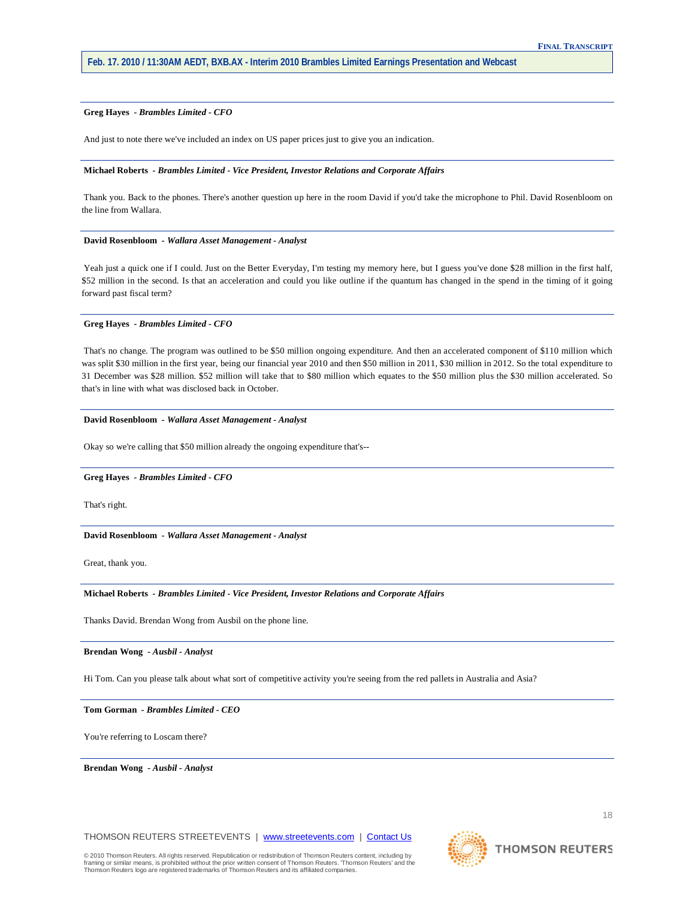**Greg Hayes** - ***Brambles Limited - CFO***

And just to note there we've included an index on US paper prices just to give you an indication.

---

**Michael Roberts** - ***Brambles Limited - Vice President, Investor Relations and Corporate Affairs***

Thank you. Back to the phones. There's another question up here in the room David if you'd take the microphone to Phil. David Rosenbloom on the line from Wallara.

---

**David Rosenbloom** - ***Wallara Asset Management - Analyst***

Yeah just a quick one if I could. Just on the Better Everyday, I'm testing my memory here, but I guess you've done $28 million in the first half, $52 million in the second. Is that an acceleration and could you like outline if the quantum has changed in the spend in the timing of it going forward past fiscal term?

---

**Greg Hayes** - ***Brambles Limited - CFO***

That's no change. The program was outlined to be $50 million ongoing expenditure. And then an accelerated component of $110 million which was split $30 million in the first year, being our financial year 2010 and then $50 million in 2011, $30 million in 2012. So the total expenditure to 31 December was $28 million. $52 million will take that to $80 million which equates to the $50 million plus the $30 million accelerated. So that's in line with what was disclosed back in October.

---

**David Rosenbloom** - ***Wallara Asset Management - Analyst***

Okay so we're calling that $50 million already the ongoing expenditure that's--

---

**Greg Hayes** - ***Brambles Limited - CFO***

That's right.

---

**David Rosenbloom** - ***Wallara Asset Management - Analyst***

Great, thank you.

---

**Michael Roberts** - ***Brambles Limited - Vice President, Investor Relations and Corporate Affairs***

Thanks David. Brendan Wong from Ausbil on the phone line.

---

**Brendan Wong** - ***Ausbil - Analyst***

Hi Tom. Can you please talk about what sort of competitive activity you're seeing from the red pallets in Australia and Asia?

---

**Tom Gorman** - ***Brambles Limited - CEO***

You're referring to Loscam there?

---

**Brendan Wong** - ***Ausbil - Analyst***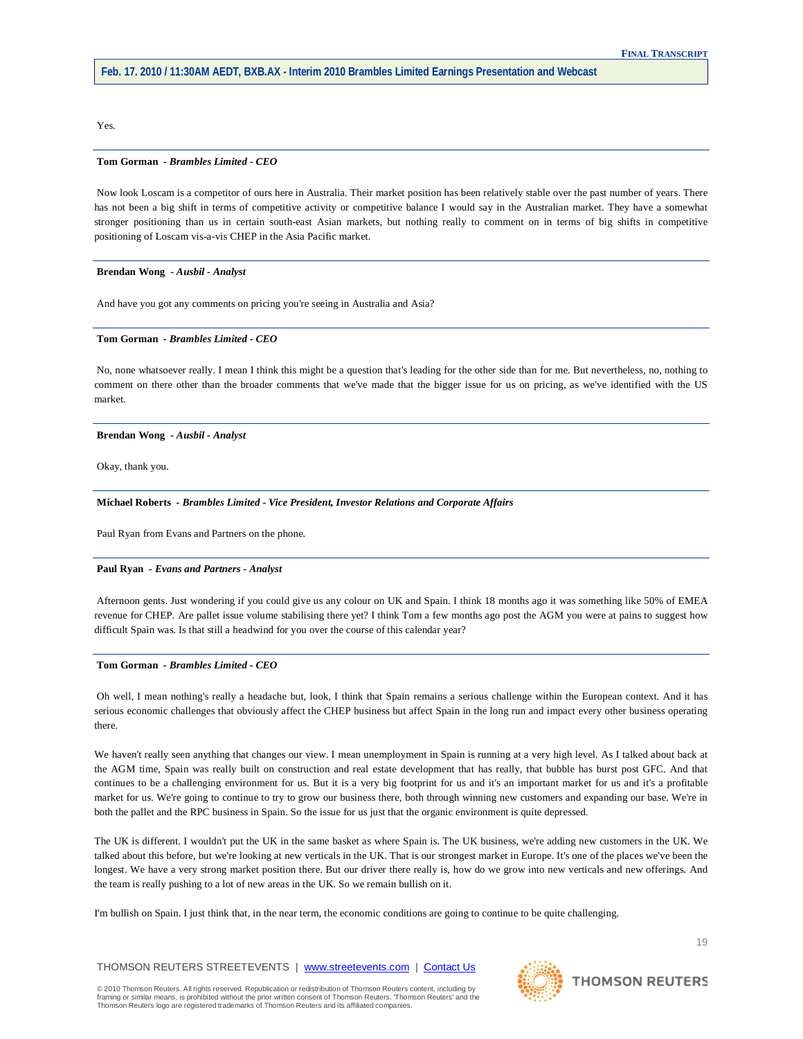Yes.

---

**Tom Gorman** - ***Brambles Limited - CEO***

Now look Loscam is a competitor of ours here in Australia. Their market position has been relatively stable over the past number of years. There has not been a big shift in terms of competitive activity or competitive balance I would say in the Australian market. They have a somewhat stronger positioning than us in certain south-east Asian markets, but nothing really to comment on in terms of big shifts in competitive positioning of Loscam vis-a-vis CHEP in the Asia Pacific market.

---

**Brendan Wong** - ***Ausbil - Analyst***

And have you got any comments on pricing you're seeing in Australia and Asia?

---

**Tom Gorman** - ***Brambles Limited - CEO***

No, none whatsoever really. I mean I think this might be a question that's leading for the other side than for me. But nevertheless, no, nothing to comment on there other than the broader comments that we've made that the bigger issue for us on pricing, as we've identified with the US market.

---

**Brendan Wong** - ***Ausbil - Analyst***

Okay, thank you.

---

**Michael Roberts** - ***Brambles Limited - Vice President, Investor Relations and Corporate Affairs***

Paul Ryan from Evans and Partners on the phone.

---

**Paul Ryan** - ***Evans and Partners - Analyst***

Afternoon gents. Just wondering if you could give us any colour on UK and Spain. I think 18 months ago it was something like 50% of EMEA revenue for CHEP. Are pallet issue volume stabilising there yet? I think Tom a few months ago post the AGM you were at pains to suggest how difficult Spain was. Is that still a headwind for you over the course of this calendar year?

---

**Tom Gorman** - ***Brambles Limited - CEO***

Oh well, I mean nothing's really a headache but, look, I think that Spain remains a serious challenge within the European context. And it has serious economic challenges that obviously affect the CHEP business but affect Spain in the long run and impact every other business operating there.

We haven't really seen anything that changes our view. I mean unemployment in Spain is running at a very high level. As I talked about back at the AGM time, Spain was really built on construction and real estate development that has really, that bubble has burst post GFC. And that continues to be a challenging environment for us. But it is a very big footprint for us and it's an important market for us and it's a profitable market for us. We're going to continue to try to grow our business there, both through winning new customers and expanding our base. We're in both the pallet and the RPC business in Spain. So the issue for us just that the organic environment is quite depressed.

The UK is different. I wouldn't put the UK in the same basket as where Spain is. The UK business, we're adding new customers in the UK. We talked about this before, but we're looking at new verticals in the UK. That is our strongest market in Europe. It's one of the places we've been the longest. We have a very strong market position there. But our driver there really is, how do we grow into new verticals and new offerings. And the team is really pushing to a lot of new areas in the UK. So we remain bullish on it.

I'm bullish on Spain. I just think that, in the near term, the economic conditions are going to continue to be quite challenging.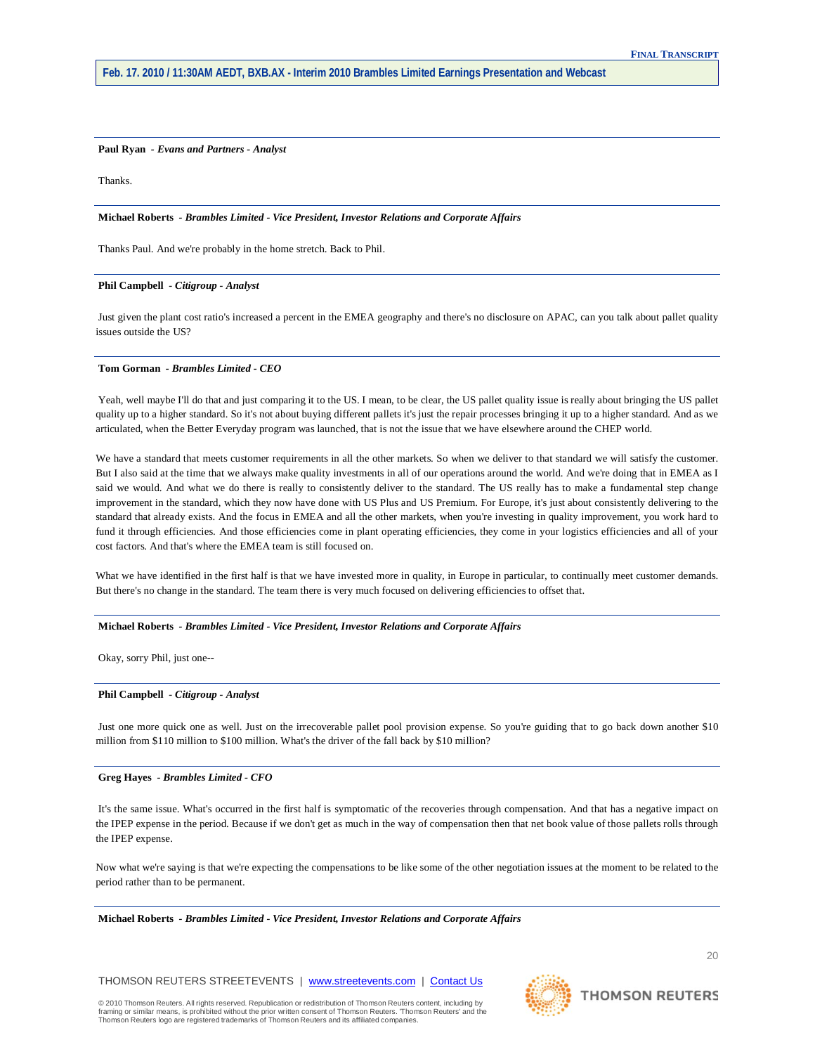**Paul Ryan** - *Evans and Partners - Analyst*

Thanks.

---

**Michael Roberts** - *Brambles Limited - Vice President, Investor Relations and Corporate Affairs*

Thanks Paul. And we're probably in the home stretch. Back to Phil.

---

**Phil Campbell** - *Citigroup - Analyst*

Just given the plant cost ratio's increased a percent in the EMEA geography and there's no disclosure on APAC, can you talk about pallet quality issues outside the US?

---

**Tom Gorman** - *Brambles Limited - CEO*

Yeah, well maybe I'll do that and just comparing it to the US. I mean, to be clear, the US pallet quality issue is really about bringing the US pallet quality up to a higher standard. So it's not about buying different pallets it's just the repair processes bringing it up to a higher standard. And as we articulated, when the Better Everyday program was launched, that is not the issue that we have elsewhere around the CHEP world.

We have a standard that meets customer requirements in all the other markets. So when we deliver to that standard we will satisfy the customer. But I also said at the time that we always make quality investments in all of our operations around the world. And we're doing that in EMEA as I said we would. And what we do there is really to consistently deliver to the standard. The US really has to make a fundamental step change improvement in the standard, which they now have done with US Plus and US Premium. For Europe, it's just about consistently delivering to the standard that already exists. And the focus in EMEA and all the other markets, when you're investing in quality improvement, you work hard to fund it through efficiencies. And those efficiencies come in plant operating efficiencies, they come in your logistics efficiencies and all of your cost factors. And that's where the EMEA team is still focused on.

What we have identified in the first half is that we have invested more in quality, in Europe in particular, to continually meet customer demands. But there's no change in the standard. The team there is very much focused on delivering efficiencies to offset that.

---

**Michael Roberts** - *Brambles Limited - Vice President, Investor Relations and Corporate Affairs*

Okay, sorry Phil, just one--

---

**Phil Campbell** - *Citigroup - Analyst*

Just one more quick one as well. Just on the irrecoverable pallet pool provision expense. So you're guiding that to go back down another $10 million from $110 million to $100 million. What's the driver of the fall back by $10 million?

---

**Greg Hayes** - *Brambles Limited - CFO*

It's the same issue. What's occurred in the first half is symptomatic of the recoveries through compensation. And that has a negative impact on the IPEP expense in the period. Because if we don't get as much in the way of compensation then that net book value of those pallets rolls through the IPEP expense.

Now what we're saying is that we're expecting the compensations to be like some of the other negotiation issues at the moment to be related to the period rather than to be permanent.

---

**Michael Roberts** - *Brambles Limited - Vice President, Investor Relations and Corporate Affairs*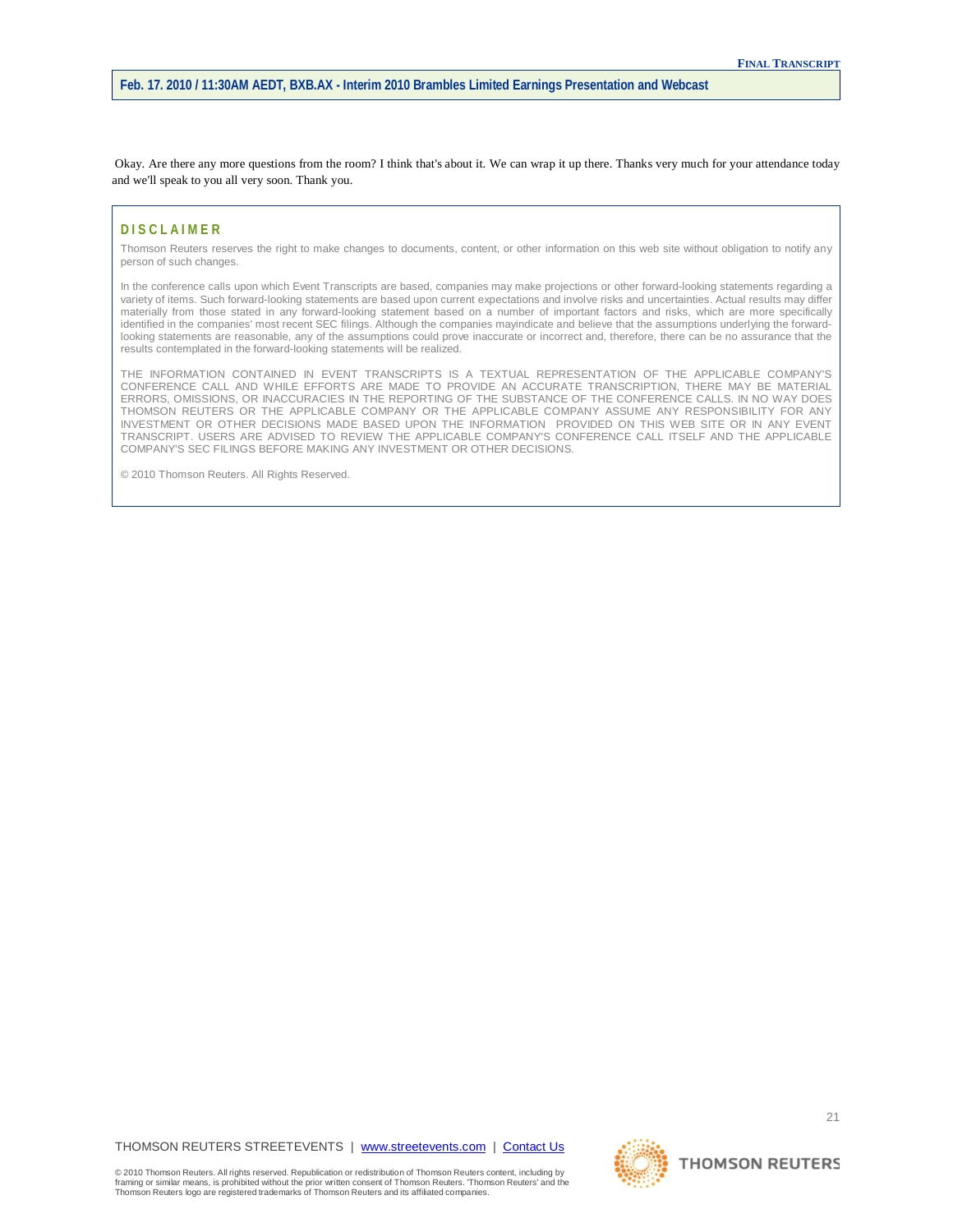Okay. Are there any more questions from the room? I think that's about it. We can wrap it up there. Thanks very much for your attendance today and we'll speak to you all very soon. Thank you.

## DISCLAIMER

Thomson Reuters reserves the right to make changes to documents, content, or other information on this web site without obligation to notify any person of such changes.

In the conference calls upon which Event Transcripts are based, companies may make projections or other forward-looking statements regarding a variety of items. Such forward-looking statements are based upon current expectations and involve risks and uncertainties. Actual results may differ materially from those stated in any forward-looking statement based on a number of important factors and risks, which are more specifically identified in the companies' most recent SEC filings. Although the companies mayindicate and believe that the assumptions underlying the forward-looking statements are reasonable, any of the assumptions could prove inaccurate or incorrect and, therefore, there can be no assurance that the results contemplated in the forward-looking statements will be realized.

THE INFORMATION CONTAINED IN EVENT TRANSCRIPTS IS A TEXTUAL REPRESENTATION OF THE APPLICABLE COMPANY'S CONFERENCE CALL AND WHILE EFFORTS ARE MADE TO PROVIDE AN ACCURATE TRANSCRIPTION, THERE MAY BE MATERIAL ERRORS, OMISSIONS, OR INACCURACIES IN THE REPORTING OF THE SUBSTANCE OF THE CONFERENCE CALLS. IN NO WAY DOES THOMSON REUTERS OR THE APPLICABLE COMPANY OR THE APPLICABLE COMPANY ASSUME ANY RESPONSIBILITY FOR ANY INVESTMENT OR OTHER DECISIONS MADE BASED UPON THE INFORMATION PROVIDED ON THIS WEB SITE OR IN ANY EVENT TRANSCRIPT. USERS ARE ADVISED TO REVIEW THE APPLICABLE COMPANY'S CONFERENCE CALL ITSELF AND THE APPLICABLE COMPANY'S SEC FILINGS BEFORE MAKING ANY INVESTMENT OR OTHER DECISIONS.

© 2010 Thomson Reuters. All Rights Reserved.